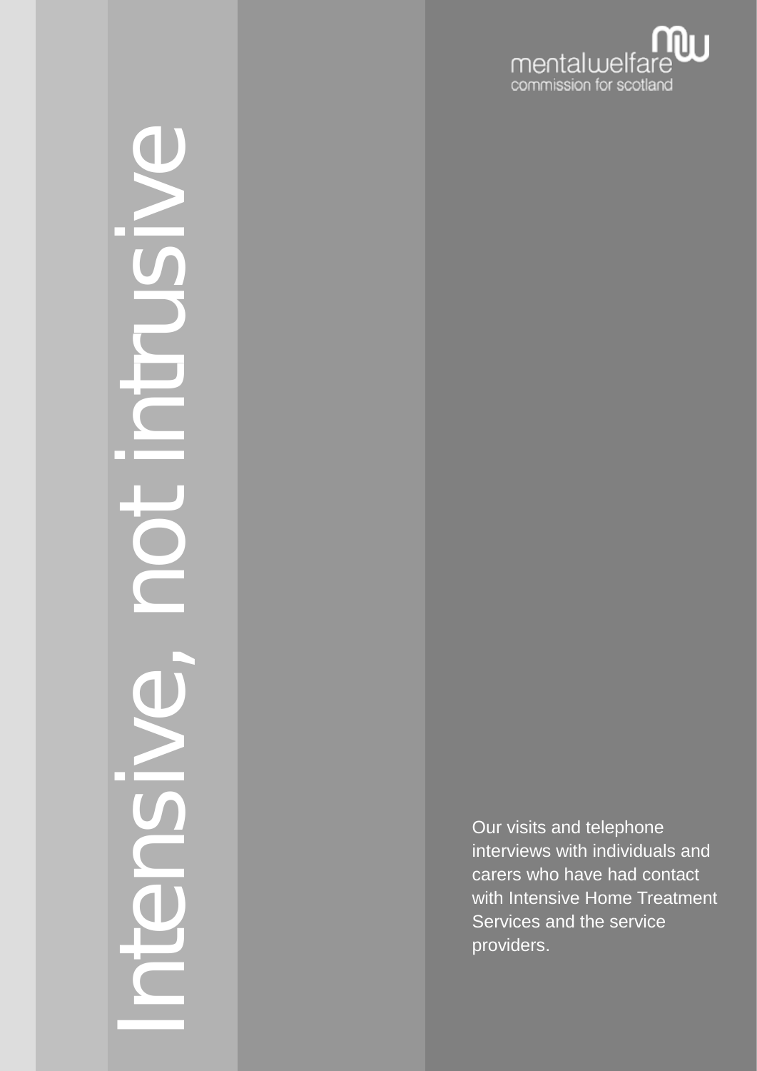mentalwelfare commission for scotland

# Intensive, not intrusive

Our visits and telephone interviews with individuals and carers who have had contact with Intensive Home Treatment Services and the service providers.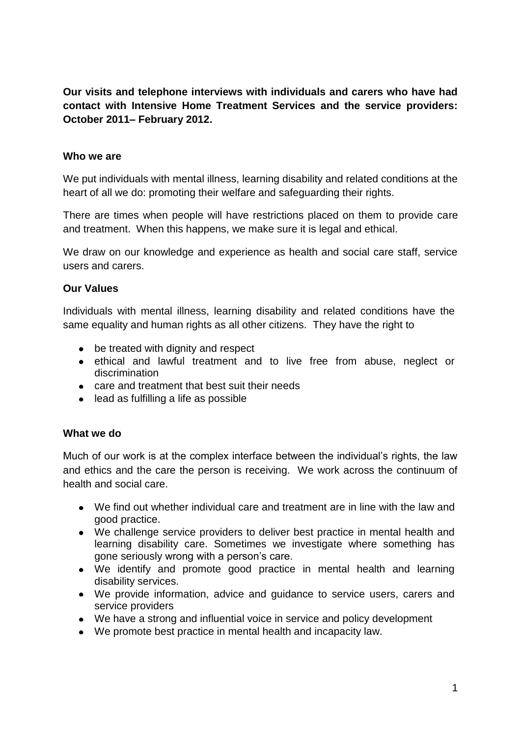**Our visits and telephone interviews with individuals and carers who have had contact with Intensive Home Treatment Services and the service providers: October 2011– February 2012.**

### Who we are

We put individuals with mental illness, learning disability and related conditions at the heart of all we do: promoting their welfare and safeguarding their rights.

There are times when people will have restrictions placed on them to provide care and treatment. When this happens, we make sure it is legal and ethical.

We draw on our knowledge and experience as health and social care staff, service users and carers.

### Our Values

Individuals with mental illness, learning disability and related conditions have the same equality and human rights as all other citizens. They have the right to

- be treated with dignity and respect
- ethical and lawful treatment and to live free from abuse, neglect or discrimination
- care and treatment that best suit their needs
- lead as fulfilling a life as possible

### What we do

Much of our work is at the complex interface between the individual's rights, the law and ethics and the care the person is receiving. We work across the continuum of health and social care.

- We find out whether individual care and treatment are in line with the law and good practice.
- We challenge service providers to deliver best practice in mental health and learning disability care. Sometimes we investigate where something has gone seriously wrong with a person's care.
- We identify and promote good practice in mental health and learning disability services.
- We provide information, advice and guidance to service users, carers and service providers
- We have a strong and influential voice in service and policy development
- We promote best practice in mental health and incapacity law.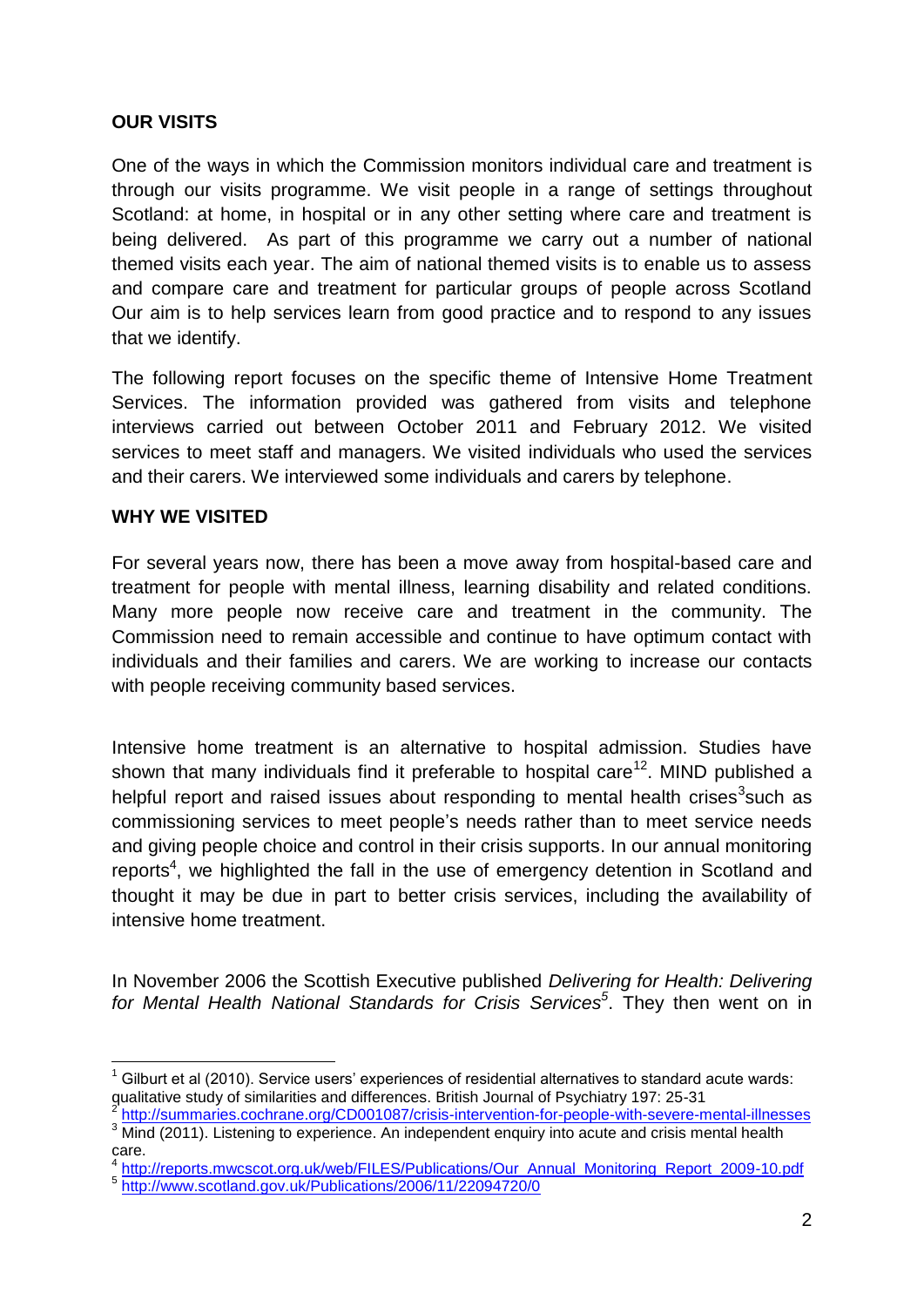## OUR VISITS

One of the ways in which the Commission monitors individual care and treatment is through our visits programme. We visit people in a range of settings throughout Scotland: at home, in hospital or in any other setting where care and treatment is being delivered. As part of this programme we carry out a number of national themed visits each year. The aim of national themed visits is to enable us to assess and compare care and treatment for particular groups of people across Scotland Our aim is to help services learn from good practice and to respond to any issues that we identify.

The following report focuses on the specific theme of Intensive Home Treatment Services. The information provided was gathered from visits and telephone interviews carried out between October 2011 and February 2012. We visited services to meet staff and managers. We visited individuals who used the services and their carers. We interviewed some individuals and carers by telephone.

## WHY WE VISITED

For several years now, there has been a move away from hospital-based care and treatment for people with mental illness, learning disability and related conditions. Many more people now receive care and treatment in the community. The Commission need to remain accessible and continue to have optimum contact with individuals and their families and carers. We are working to increase our contacts with people receiving community based services.

Intensive home treatment is an alternative to hospital admission. Studies have shown that many individuals find it preferable to hospital care[1][2]. MIND published a helpful report and raised issues about responding to mental health crises[3]such as commissioning services to meet people's needs rather than to meet service needs and giving people choice and control in their crisis supports. In our annual monitoring reports[4], we highlighted the fall in the use of emergency detention in Scotland and thought it may be due in part to better crisis services, including the availability of intensive home treatment.

In November 2006 the Scottish Executive published *Delivering for Health: Delivering for Mental Health National Standards for Crisis Services*[5]. They then went on in

---

[1] Gilburt et al (2010). Service users' experiences of residential alternatives to standard acute wards: qualitative study of similarities and differences. British Journal of Psychiatry 197: 25-31

[2] http://summaries.cochrane.org/CD001087/crisis-intervention-for-people-with-severe-mental-illnesses

[3] Mind (2011). Listening to experience. An independent enquiry into acute and crisis mental health care.

[4] http://reports.mwcscot.org.uk/web/FILES/Publications/Our_Annual_Monitoring_Report_2009-10.pdf

[5] http://www.scotland.gov.uk/Publications/2006/11/22094720/0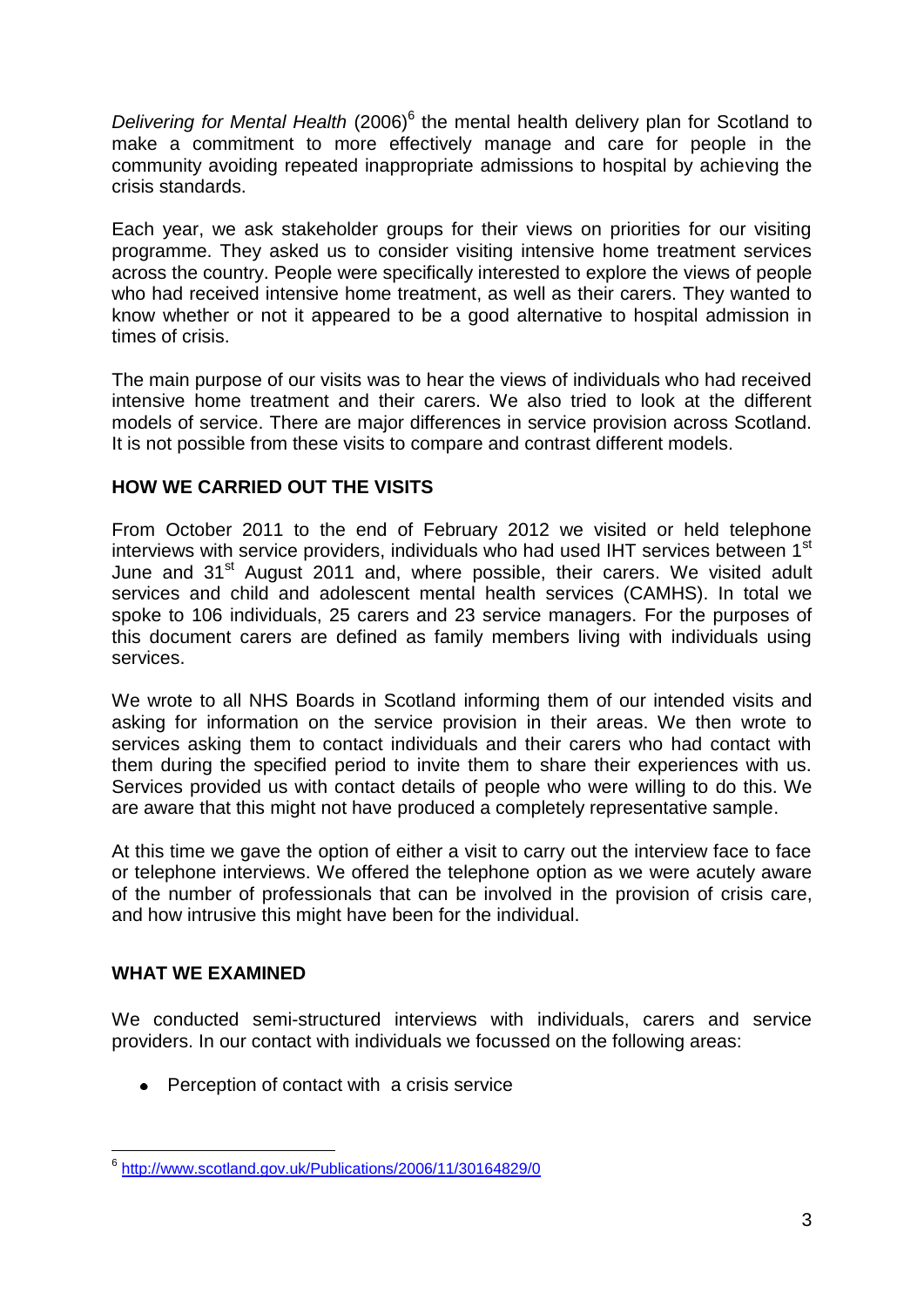*Delivering for Mental Health* (2006)[6] the mental health delivery plan for Scotland to make a commitment to more effectively manage and care for people in the community avoiding repeated inappropriate admissions to hospital by achieving the crisis standards.

Each year, we ask stakeholder groups for their views on priorities for our visiting programme. They asked us to consider visiting intensive home treatment services across the country. People were specifically interested to explore the views of people who had received intensive home treatment, as well as their carers. They wanted to know whether or not it appeared to be a good alternative to hospital admission in times of crisis.

The main purpose of our visits was to hear the views of individuals who had received intensive home treatment and their carers. We also tried to look at the different models of service. There are major differences in service provision across Scotland. It is not possible from these visits to compare and contrast different models.

## HOW WE CARRIED OUT THE VISITS

From October 2011 to the end of February 2012 we visited or held telephone interviews with service providers, individuals who had used IHT services between 1st June and 31st August 2011 and, where possible, their carers. We visited adult services and child and adolescent mental health services (CAMHS). In total we spoke to 106 individuals, 25 carers and 23 service managers. For the purposes of this document carers are defined as family members living with individuals using services.

We wrote to all NHS Boards in Scotland informing them of our intended visits and asking for information on the service provision in their areas. We then wrote to services asking them to contact individuals and their carers who had contact with them during the specified period to invite them to share their experiences with us. Services provided us with contact details of people who were willing to do this. We are aware that this might not have produced a completely representative sample.

At this time we gave the option of either a visit to carry out the interview face to face or telephone interviews. We offered the telephone option as we were acutely aware of the number of professionals that can be involved in the provision of crisis care, and how intrusive this might have been for the individual.

## WHAT WE EXAMINED

We conducted semi-structured interviews with individuals, carers and service providers. In our contact with individuals we focussed on the following areas:

- Perception of contact with a crisis service

---

[6] http://www.scotland.gov.uk/Publications/2006/11/30164829/0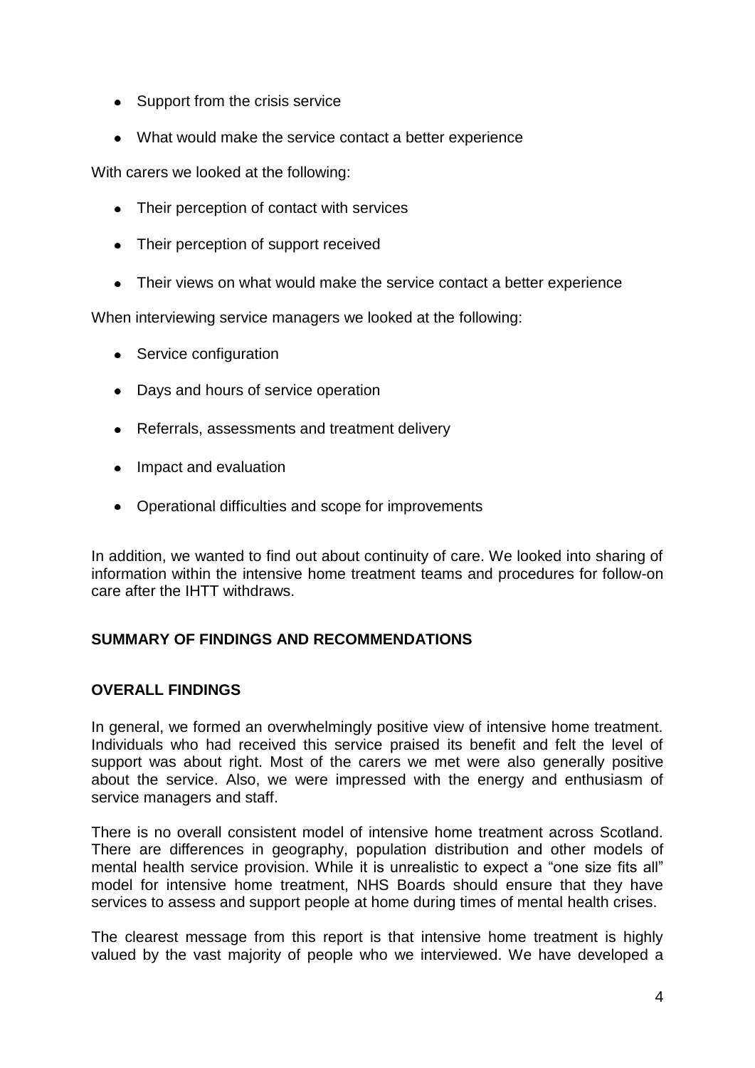- Support from the crisis service
- What would make the service contact a better experience

With carers we looked at the following:

- Their perception of contact with services
- Their perception of support received
- Their views on what would make the service contact a better experience

When interviewing service managers we looked at the following:

- Service configuration
- Days and hours of service operation
- Referrals, assessments and treatment delivery
- Impact and evaluation
- Operational difficulties and scope for improvements

In addition, we wanted to find out about continuity of care. We looked into sharing of information within the intensive home treatment teams and procedures for follow-on care after the IHTT withdraws.

## SUMMARY OF FINDINGS AND RECOMMENDATIONS

### OVERALL FINDINGS

In general, we formed an overwhelmingly positive view of intensive home treatment. Individuals who had received this service praised its benefit and felt the level of support was about right. Most of the carers we met were also generally positive about the service. Also, we were impressed with the energy and enthusiasm of service managers and staff.

There is no overall consistent model of intensive home treatment across Scotland. There are differences in geography, population distribution and other models of mental health service provision. While it is unrealistic to expect a "one size fits all" model for intensive home treatment, NHS Boards should ensure that they have services to assess and support people at home during times of mental health crises.

The clearest message from this report is that intensive home treatment is highly valued by the vast majority of people who we interviewed. We have developed a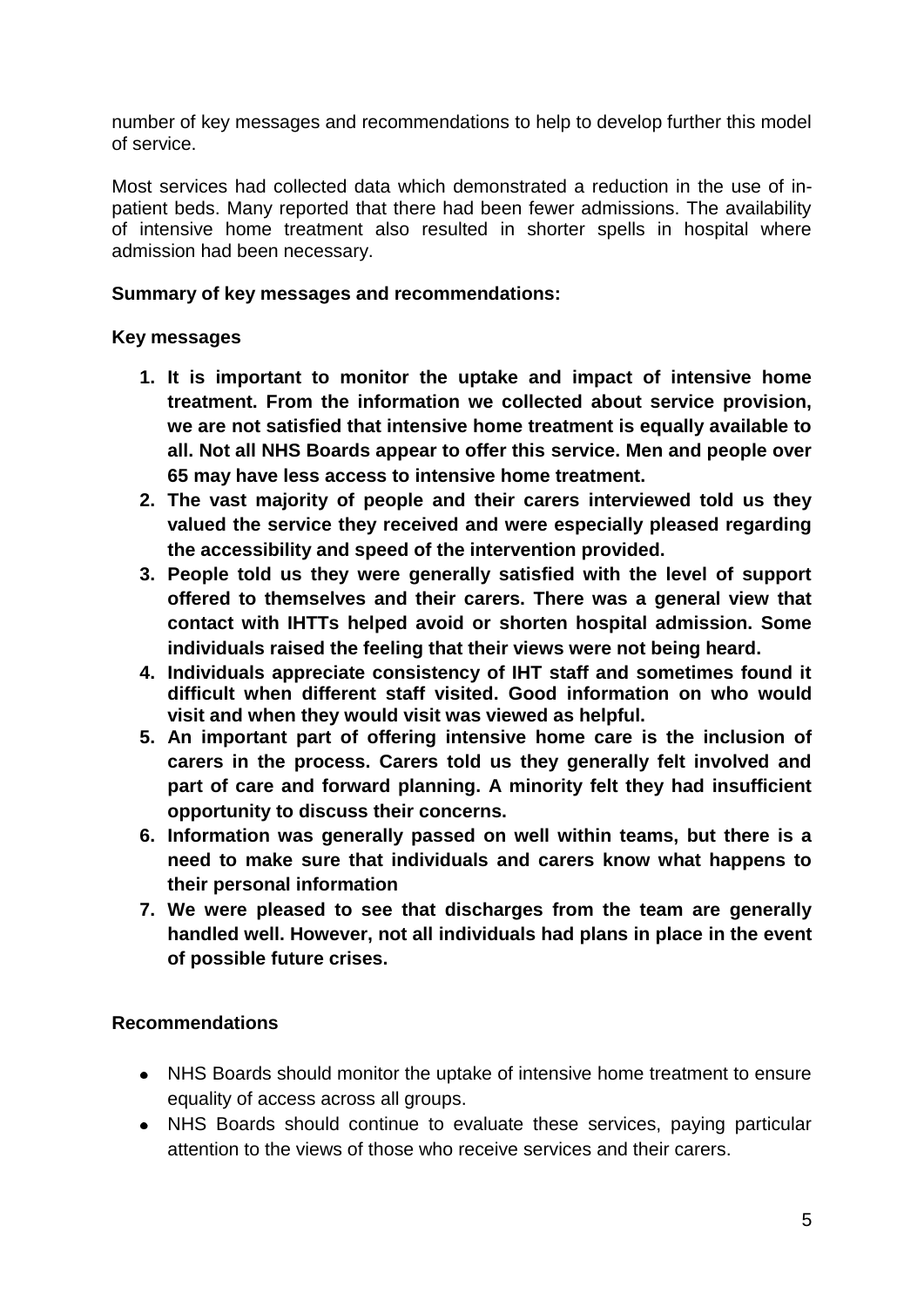number of key messages and recommendations to help to develop further this model of service.

Most services had collected data which demonstrated a reduction in the use of in-patient beds. Many reported that there had been fewer admissions. The availability of intensive home treatment also resulted in shorter spells in hospital where admission had been necessary.

**Summary of key messages and recommendations:**

**Key messages**

1. **It is important to monitor the uptake and impact of intensive home treatment. From the information we collected about service provision, we are not satisfied that intensive home treatment is equally available to all. Not all NHS Boards appear to offer this service. Men and people over 65 may have less access to intensive home treatment.**
2. **The vast majority of people and their carers interviewed told us they valued the service they received and were especially pleased regarding the accessibility and speed of the intervention provided.**
3. **People told us they were generally satisfied with the level of support offered to themselves and their carers. There was a general view that contact with IHTTs helped avoid or shorten hospital admission. Some individuals raised the feeling that their views were not being heard.**
4. **Individuals appreciate consistency of IHT staff and sometimes found it difficult when different staff visited. Good information on who would visit and when they would visit was viewed as helpful.**
5. **An important part of offering intensive home care is the inclusion of carers in the process. Carers told us they generally felt involved and part of care and forward planning. A minority felt they had insufficient opportunity to discuss their concerns.**
6. **Information was generally passed on well within teams, but there is a need to make sure that individuals and carers know what happens to their personal information**
7. **We were pleased to see that discharges from the team are generally handled well. However, not all individuals had plans in place in the event of possible future crises.**

**Recommendations**

- NHS Boards should monitor the uptake of intensive home treatment to ensure equality of access across all groups.
- NHS Boards should continue to evaluate these services, paying particular attention to the views of those who receive services and their carers.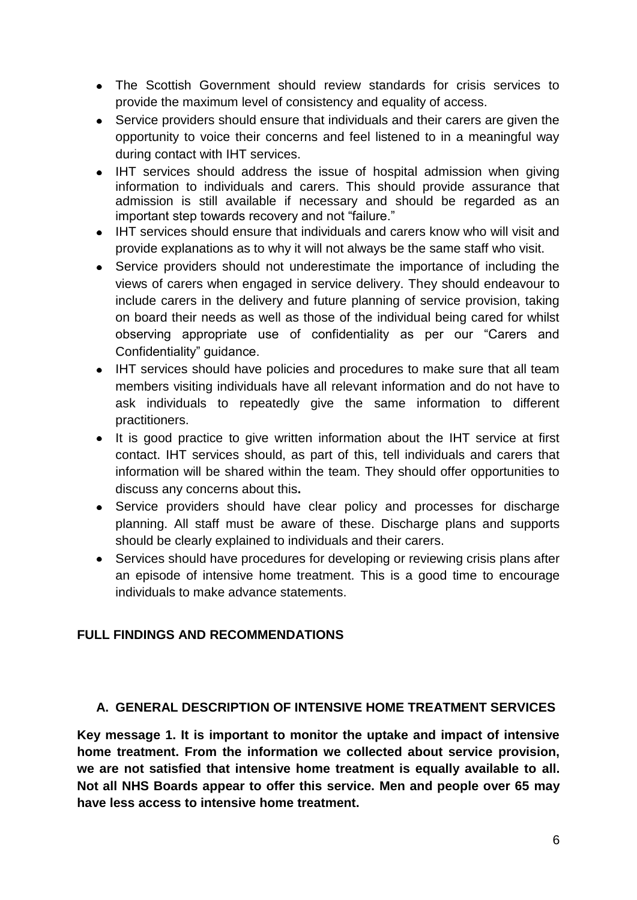- The Scottish Government should review standards for crisis services to provide the maximum level of consistency and equality of access.
- Service providers should ensure that individuals and their carers are given the opportunity to voice their concerns and feel listened to in a meaningful way during contact with IHT services.
- IHT services should address the issue of hospital admission when giving information to individuals and carers. This should provide assurance that admission is still available if necessary and should be regarded as an important step towards recovery and not "failure."
- IHT services should ensure that individuals and carers know who will visit and provide explanations as to why it will not always be the same staff who visit.
- Service providers should not underestimate the importance of including the views of carers when engaged in service delivery. They should endeavour to include carers in the delivery and future planning of service provision, taking on board their needs as well as those of the individual being cared for whilst observing appropriate use of confidentiality as per our "Carers and Confidentiality" guidance.
- IHT services should have policies and procedures to make sure that all team members visiting individuals have all relevant information and do not have to ask individuals to repeatedly give the same information to different practitioners.
- It is good practice to give written information about the IHT service at first contact. IHT services should, as part of this, tell individuals and carers that information will be shared within the team. They should offer opportunities to discuss any concerns about this**.**
- Service providers should have clear policy and processes for discharge planning. All staff must be aware of these. Discharge plans and supports should be clearly explained to individuals and their carers.
- Services should have procedures for developing or reviewing crisis plans after an episode of intensive home treatment. This is a good time to encourage individuals to make advance statements.

## FULL FINDINGS AND RECOMMENDATIONS

### A. GENERAL DESCRIPTION OF INTENSIVE HOME TREATMENT SERVICES

**Key message 1. It is important to monitor the uptake and impact of intensive home treatment. From the information we collected about service provision, we are not satisfied that intensive home treatment is equally available to all. Not all NHS Boards appear to offer this service. Men and people over 65 may have less access to intensive home treatment.**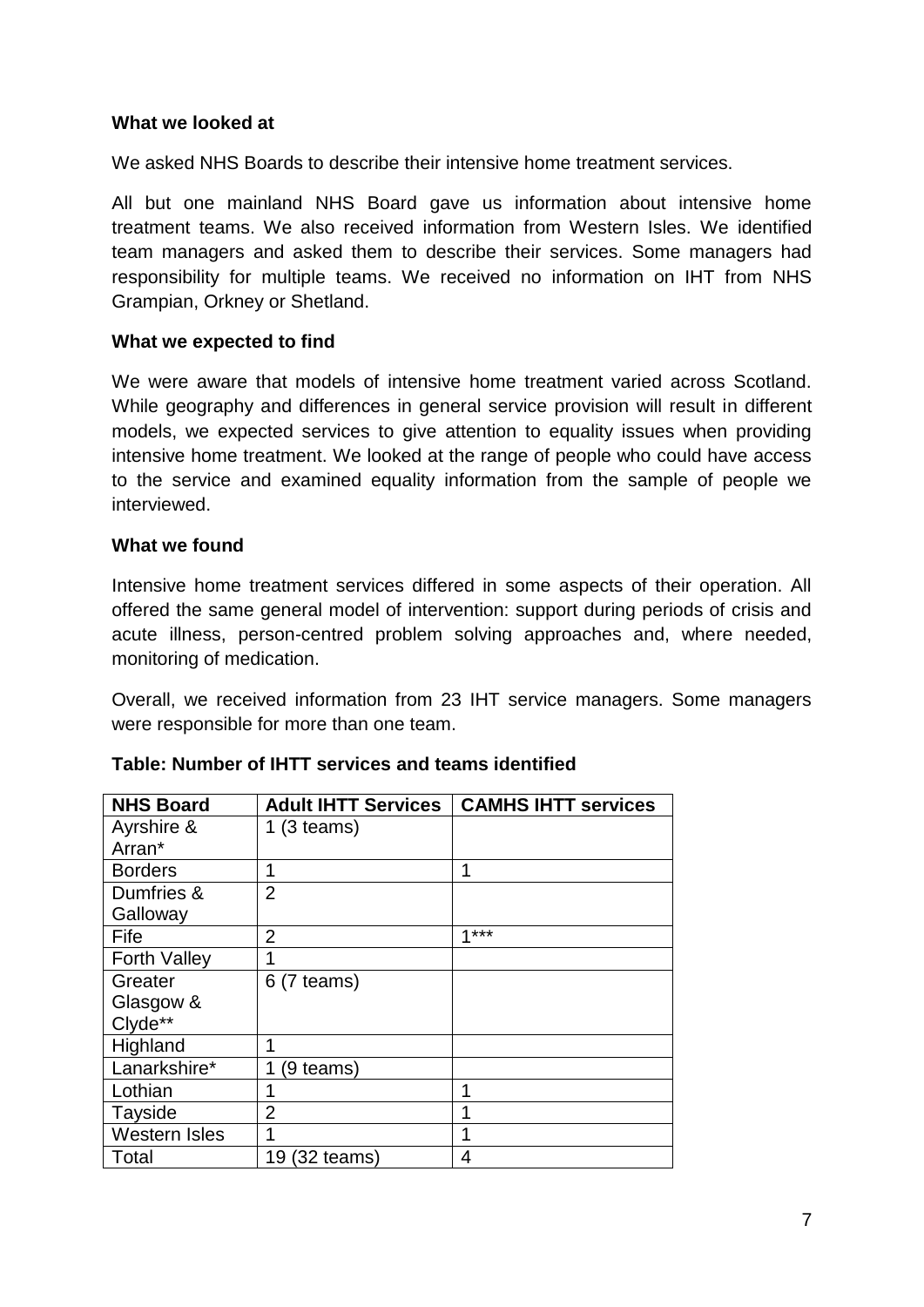**What we looked at**

We asked NHS Boards to describe their intensive home treatment services.

All but one mainland NHS Board gave us information about intensive home treatment teams. We also received information from Western Isles. We identified team managers and asked them to describe their services. Some managers had responsibility for multiple teams. We received no information on IHT from NHS Grampian, Orkney or Shetland.

**What we expected to find**

We were aware that models of intensive home treatment varied across Scotland. While geography and differences in general service provision will result in different models, we expected services to give attention to equality issues when providing intensive home treatment. We looked at the range of people who could have access to the service and examined equality information from the sample of people we interviewed.

**What we found**

Intensive home treatment services differed in some aspects of their operation. All offered the same general model of intervention: support during periods of crisis and acute illness, person-centred problem solving approaches and, where needed, monitoring of medication.

Overall, we received information from 23 IHT service managers. Some managers were responsible for more than one team.

**Table: Number of IHTT services and teams identified**

| NHS Board | Adult IHTT Services | CAMHS IHTT services |
|---|---|---|
| Ayrshire & Arran* | 1 (3 teams) | |
| Borders | 1 | 1 |
| Dumfries & Galloway | 2 | |
| Fife | 2 | 1*** |
| Forth Valley | 1 | |
| Greater Glasgow & Clyde** | 6 (7 teams) | |
| Highland | 1 | |
| Lanarkshire* | 1 (9 teams) | |
| Lothian | 1 | 1 |
| Tayside | 2 | 1 |
| Western Isles | 1 | 1 |
| Total | 19 (32 teams) | 4 |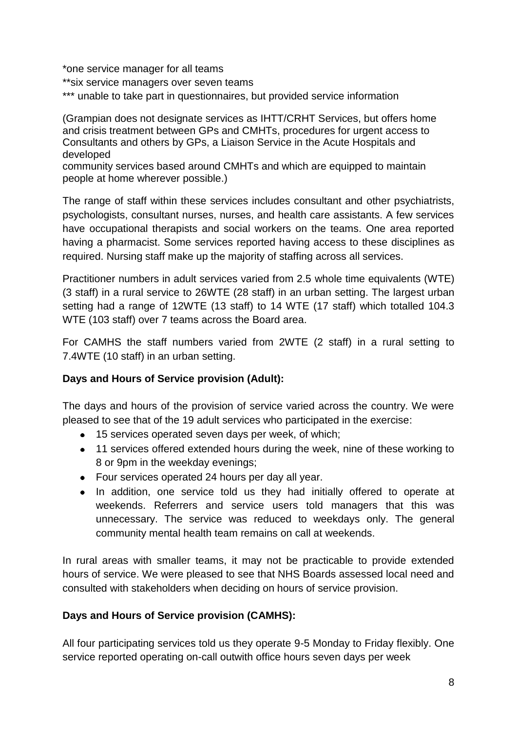*one service manager for all teams
**six service managers over seven teams
*** unable to take part in questionnaires, but provided service information

(Grampian does not designate services as IHTT/CRHT Services, but offers home and crisis treatment between GPs and CMHTs, procedures for urgent access to Consultants and others by GPs, a Liaison Service in the Acute Hospitals and developed
community services based around CMHTs and which are equipped to maintain people at home wherever possible.)

The range of staff within these services includes consultant and other psychiatrists, psychologists, consultant nurses, nurses, and health care assistants. A few services have occupational therapists and social workers on the teams. One area reported having a pharmacist. Some services reported having access to these disciplines as required. Nursing staff make up the majority of staffing across all services.

Practitioner numbers in adult services varied from 2.5 whole time equivalents (WTE) (3 staff) in a rural service to 26WTE (28 staff) in an urban setting. The largest urban setting had a range of 12WTE (13 staff) to 14 WTE (17 staff) which totalled 104.3 WTE (103 staff) over 7 teams across the Board area.

For CAMHS the staff numbers varied from 2WTE (2 staff) in a rural setting to 7.4WTE (10 staff) in an urban setting.

**Days and Hours of Service provision (Adult):**

The days and hours of the provision of service varied across the country. We were pleased to see that of the 19 adult services who participated in the exercise:

- 15 services operated seven days per week, of which;
- 11 services offered extended hours during the week, nine of these working to 8 or 9pm in the weekday evenings;
- Four services operated 24 hours per day all year.
- In addition, one service told us they had initially offered to operate at weekends. Referrers and service users told managers that this was unnecessary. The service was reduced to weekdays only. The general community mental health team remains on call at weekends.

In rural areas with smaller teams, it may not be practicable to provide extended hours of service. We were pleased to see that NHS Boards assessed local need and consulted with stakeholders when deciding on hours of service provision.

**Days and Hours of Service provision (CAMHS):**

All four participating services told us they operate 9-5 Monday to Friday flexibly. One service reported operating on-call outwith office hours seven days per week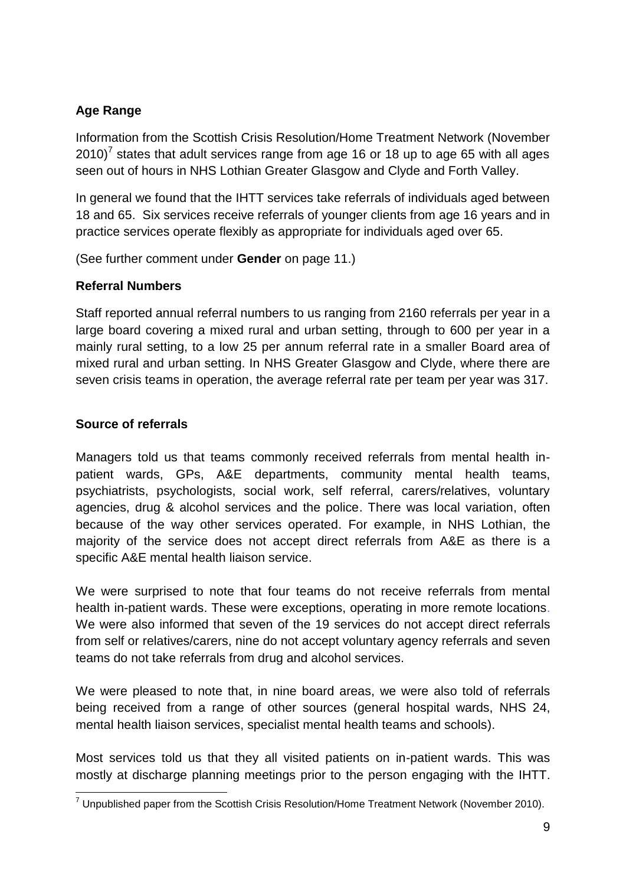### Age Range

Information from the Scottish Crisis Resolution/Home Treatment Network (November 2010)[7] states that adult services range from age 16 or 18 up to age 65 with all ages seen out of hours in NHS Lothian Greater Glasgow and Clyde and Forth Valley.

In general we found that the IHTT services take referrals of individuals aged between 18 and 65. Six services receive referrals of younger clients from age 16 years and in practice services operate flexibly as appropriate for individuals aged over 65.

(See further comment under **Gender** on page 11.)

### Referral Numbers

Staff reported annual referral numbers to us ranging from 2160 referrals per year in a large board covering a mixed rural and urban setting, through to 600 per year in a mainly rural setting, to a low 25 per annum referral rate in a smaller Board area of mixed rural and urban setting. In NHS Greater Glasgow and Clyde, where there are seven crisis teams in operation, the average referral rate per team per year was 317.

### Source of referrals

Managers told us that teams commonly received referrals from mental health in-patient wards, GPs, A&E departments, community mental health teams, psychiatrists, psychologists, social work, self referral, carers/relatives, voluntary agencies, drug & alcohol services and the police. There was local variation, often because of the way other services operated. For example, in NHS Lothian, the majority of the service does not accept direct referrals from A&E as there is a specific A&E mental health liaison service.

We were surprised to note that four teams do not receive referrals from mental health in-patient wards. These were exceptions, operating in more remote locations. We were also informed that seven of the 19 services do not accept direct referrals from self or relatives/carers, nine do not accept voluntary agency referrals and seven teams do not take referrals from drug and alcohol services.

We were pleased to note that, in nine board areas, we were also told of referrals being received from a range of other sources (general hospital wards, NHS 24, mental health liaison services, specialist mental health teams and schools).

Most services told us that they all visited patients on in-patient wards. This was mostly at discharge planning meetings prior to the person engaging with the IHTT.

[7] Unpublished paper from the Scottish Crisis Resolution/Home Treatment Network (November 2010).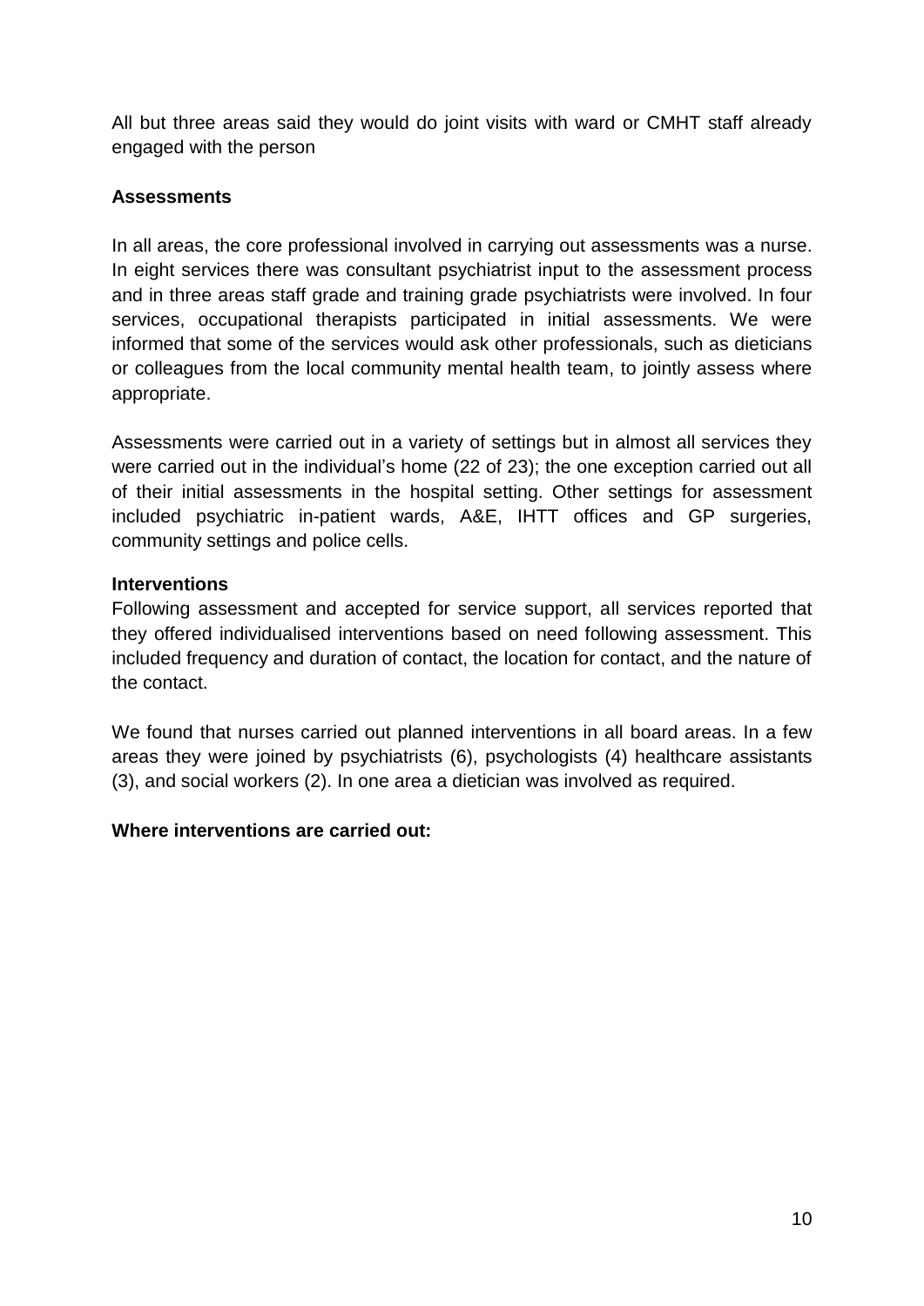All but three areas said they would do joint visits with ward or CMHT staff already engaged with the person

**Assessments**

In all areas, the core professional involved in carrying out assessments was a nurse. In eight services there was consultant psychiatrist input to the assessment process and in three areas staff grade and training grade psychiatrists were involved. In four services, occupational therapists participated in initial assessments. We were informed that some of the services would ask other professionals, such as dieticians or colleagues from the local community mental health team, to jointly assess where appropriate.

Assessments were carried out in a variety of settings but in almost all services they were carried out in the individual's home (22 of 23); the one exception carried out all of their initial assessments in the hospital setting. Other settings for assessment included psychiatric in-patient wards, A&E, IHTT offices and GP surgeries, community settings and police cells.

**Interventions**

Following assessment and accepted for service support, all services reported that they offered individualised interventions based on need following assessment. This included frequency and duration of contact, the location for contact, and the nature of the contact.

We found that nurses carried out planned interventions in all board areas. In a few areas they were joined by psychiatrists (6), psychologists (4) healthcare assistants (3), and social workers (2). In one area a dietician was involved as required.

**Where interventions are carried out:**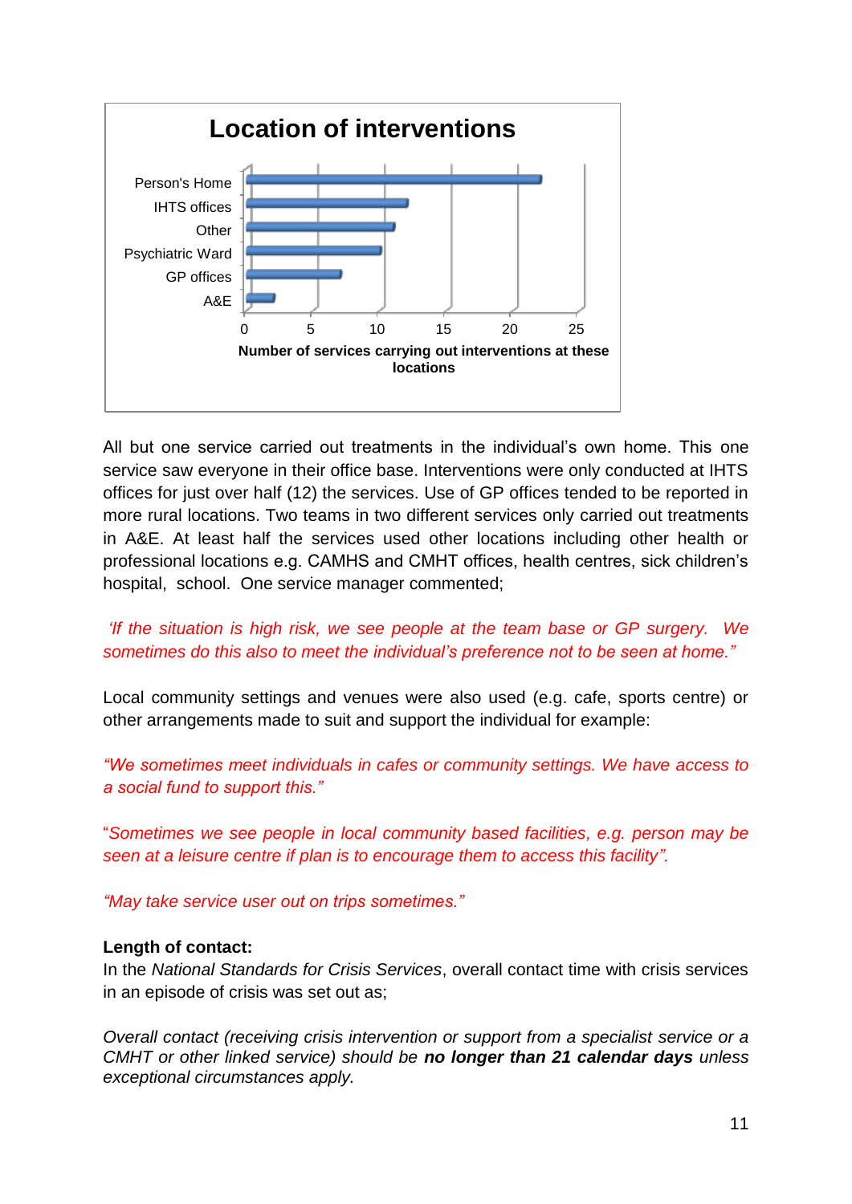**Location of interventions**

| Location | Number of services carrying out interventions at these locations |
|---|---|
| Person's Home | 22 |
| IHTS offices | 12 |
| Other | 11 |
| Psychiatric Ward | 10 |
| GP offices | 7 |
| A&E | 2 |

All but one service carried out treatments in the individual's own home. This one service saw everyone in their office base. Interventions were only conducted at IHTS offices for just over half (12) the services. Use of GP offices tended to be reported in more rural locations. Two teams in two different services only carried out treatments in A&E. At least half the services used other locations including other health or professional locations e.g. CAMHS and CMHT offices, health centres, sick children's hospital, school. One service manager commented;

*'If the situation is high risk, we see people at the team base or GP surgery. We sometimes do this also to meet the individual's preference not to be seen at home."*

Local community settings and venues were also used (e.g. cafe, sports centre) or other arrangements made to suit and support the individual for example:

*"We sometimes meet individuals in cafes or community settings. We have access to a social fund to support this."*

*"Sometimes we see people in local community based facilities, e.g. person may be seen at a leisure centre if plan is to encourage them to access this facility".*

*"May take service user out on trips sometimes."*

**Length of contact:**

In the *National Standards for Crisis Services*, overall contact time with crisis services in an episode of crisis was set out as;

*Overall contact (receiving crisis intervention or support from a specialist service or a CMHT or other linked service) should be **no longer than 21 calendar days** unless exceptional circumstances apply.*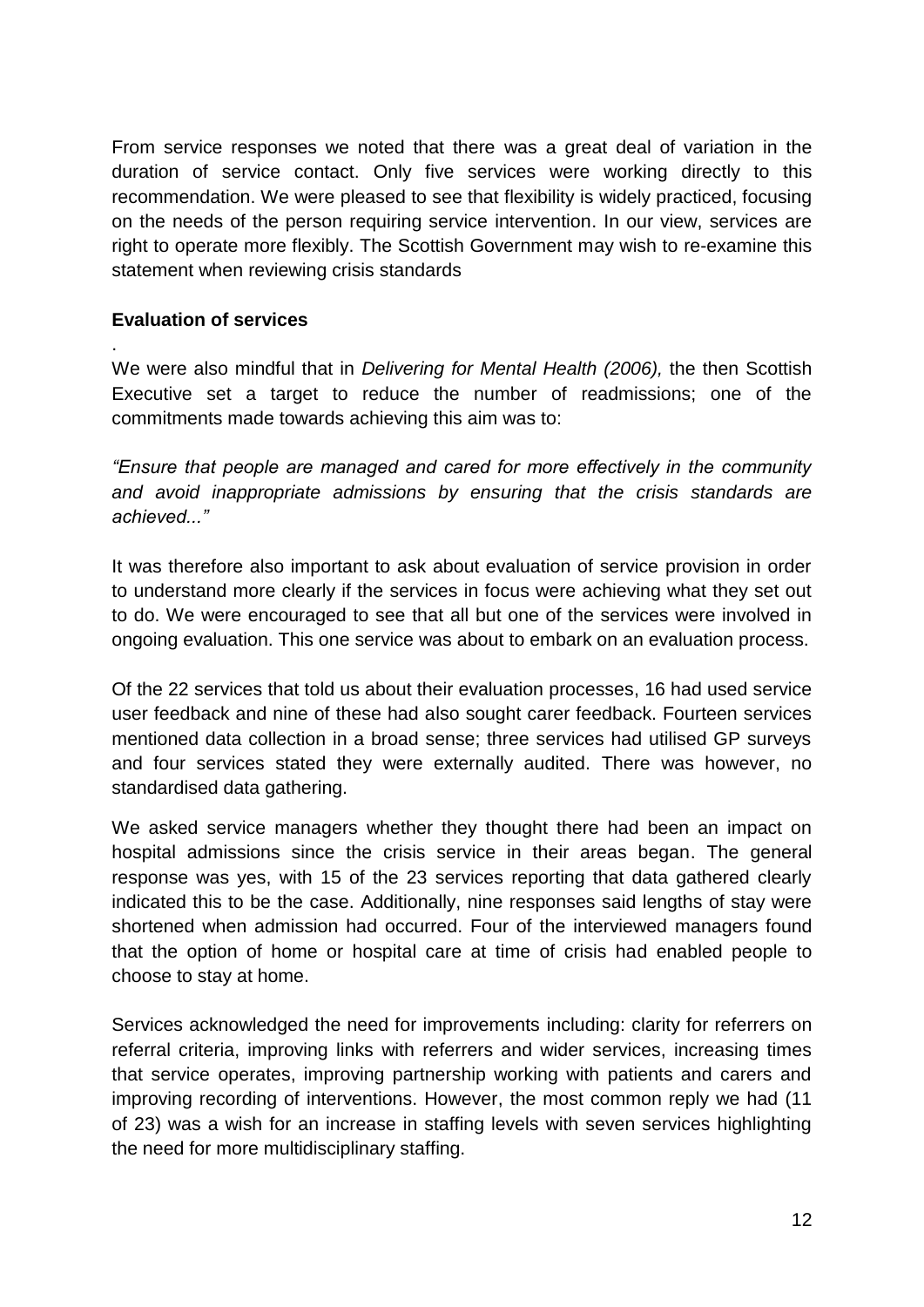From service responses we noted that there was a great deal of variation in the duration of service contact. Only five services were working directly to this recommendation. We were pleased to see that flexibility is widely practiced, focusing on the needs of the person requiring service intervention. In our view, services are right to operate more flexibly. The Scottish Government may wish to re-examine this statement when reviewing crisis standards

**Evaluation of services**

.
We were also mindful that in *Delivering for Mental Health (2006),* the then Scottish Executive set a target to reduce the number of readmissions; one of the commitments made towards achieving this aim was to:

*"Ensure that people are managed and cared for more effectively in the community and avoid inappropriate admissions by ensuring that the crisis standards are achieved..."*

It was therefore also important to ask about evaluation of service provision in order to understand more clearly if the services in focus were achieving what they set out to do. We were encouraged to see that all but one of the services were involved in ongoing evaluation. This one service was about to embark on an evaluation process.

Of the 22 services that told us about their evaluation processes, 16 had used service user feedback and nine of these had also sought carer feedback. Fourteen services mentioned data collection in a broad sense; three services had utilised GP surveys and four services stated they were externally audited. There was however, no standardised data gathering.

We asked service managers whether they thought there had been an impact on hospital admissions since the crisis service in their areas began. The general response was yes, with 15 of the 23 services reporting that data gathered clearly indicated this to be the case. Additionally, nine responses said lengths of stay were shortened when admission had occurred. Four of the interviewed managers found that the option of home or hospital care at time of crisis had enabled people to choose to stay at home.

Services acknowledged the need for improvements including: clarity for referrers on referral criteria, improving links with referrers and wider services, increasing times that service operates, improving partnership working with patients and carers and improving recording of interventions. However, the most common reply we had (11 of 23) was a wish for an increase in staffing levels with seven services highlighting the need for more multidisciplinary staffing.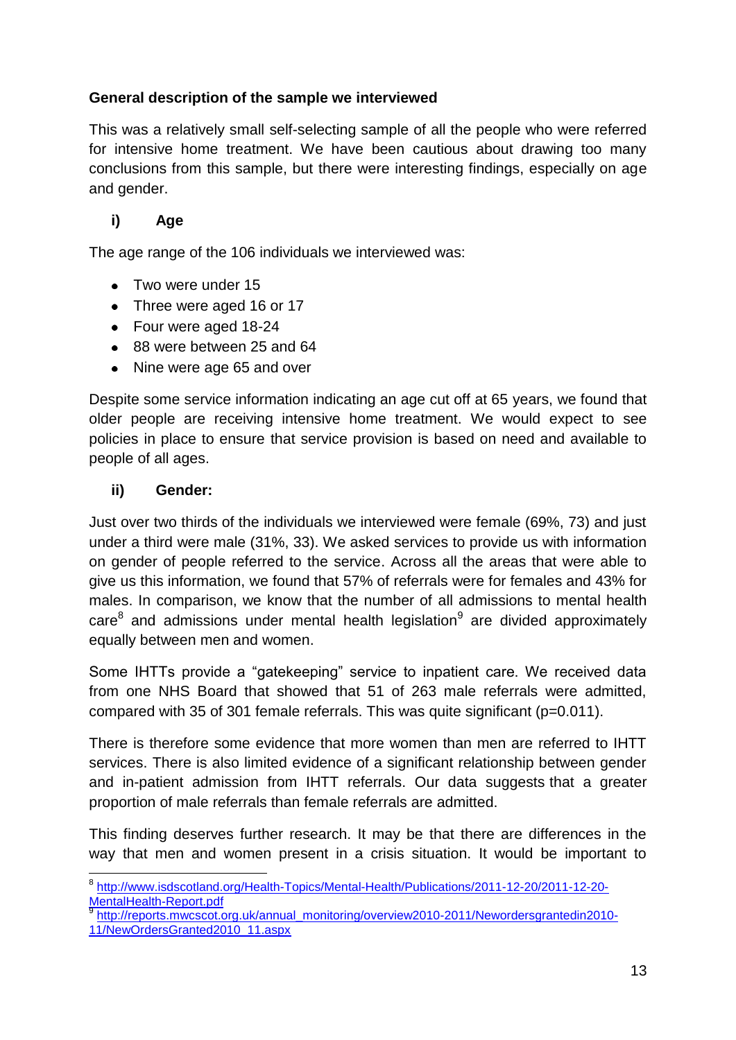**General description of the sample we interviewed**

This was a relatively small self-selecting sample of all the people who were referred for intensive home treatment. We have been cautious about drawing too many conclusions from this sample, but there were interesting findings, especially on age and gender.

**i) Age**

The age range of the 106 individuals we interviewed was:

- Two were under 15
- Three were aged 16 or 17
- Four were aged 18-24
- 88 were between 25 and 64
- Nine were age 65 and over

Despite some service information indicating an age cut off at 65 years, we found that older people are receiving intensive home treatment. We would expect to see policies in place to ensure that service provision is based on need and available to people of all ages.

**ii) Gender:**

Just over two thirds of the individuals we interviewed were female (69%, 73) and just under a third were male (31%, 33). We asked services to provide us with information on gender of people referred to the service. Across all the areas that were able to give us this information, we found that 57% of referrals were for females and 43% for males. In comparison, we know that the number of all admissions to mental health care[8] and admissions under mental health legislation[9] are divided approximately equally between men and women.

Some IHTTs provide a "gatekeeping" service to inpatient care. We received data from one NHS Board that showed that 51 of 263 male referrals were admitted, compared with 35 of 301 female referrals. This was quite significant ($p=0.011$).

There is therefore some evidence that more women than men are referred to IHTT services. There is also limited evidence of a significant relationship between gender and in-patient admission from IHTT referrals. Our data suggests that a greater proportion of male referrals than female referrals are admitted.

This finding deserves further research. It may be that there are differences in the way that men and women present in a crisis situation. It would be important to

---

[8] http://www.isdscotland.org/Health-Topics/Mental-Health/Publications/2011-12-20/2011-12-20-MentalHealth-Report.pdf

[9] http://reports.mwcscot.org.uk/annual_monitoring/overview2010-2011/Newordersgrantedin2010-11/NewOrdersGranted2010_11.aspx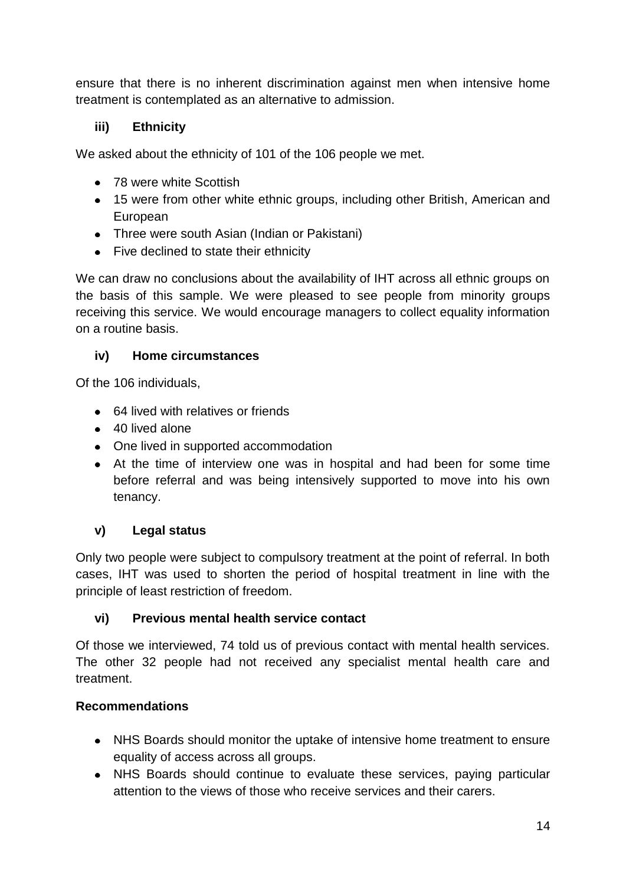ensure that there is no inherent discrimination against men when intensive home treatment is contemplated as an alternative to admission.

### iii) Ethnicity

We asked about the ethnicity of 101 of the 106 people we met.

- 78 were white Scottish
- 15 were from other white ethnic groups, including other British, American and European
- Three were south Asian (Indian or Pakistani)
- Five declined to state their ethnicity

We can draw no conclusions about the availability of IHT across all ethnic groups on the basis of this sample. We were pleased to see people from minority groups receiving this service. We would encourage managers to collect equality information on a routine basis.

### iv) Home circumstances

Of the 106 individuals,

- 64 lived with relatives or friends
- 40 lived alone
- One lived in supported accommodation
- At the time of interview one was in hospital and had been for some time before referral and was being intensively supported to move into his own tenancy.

### v) Legal status

Only two people were subject to compulsory treatment at the point of referral. In both cases, IHT was used to shorten the period of hospital treatment in line with the principle of least restriction of freedom.

### vi) Previous mental health service contact

Of those we interviewed, 74 told us of previous contact with mental health services. The other 32 people had not received any specialist mental health care and treatment.

**Recommendations**

- NHS Boards should monitor the uptake of intensive home treatment to ensure equality of access across all groups.
- NHS Boards should continue to evaluate these services, paying particular attention to the views of those who receive services and their carers.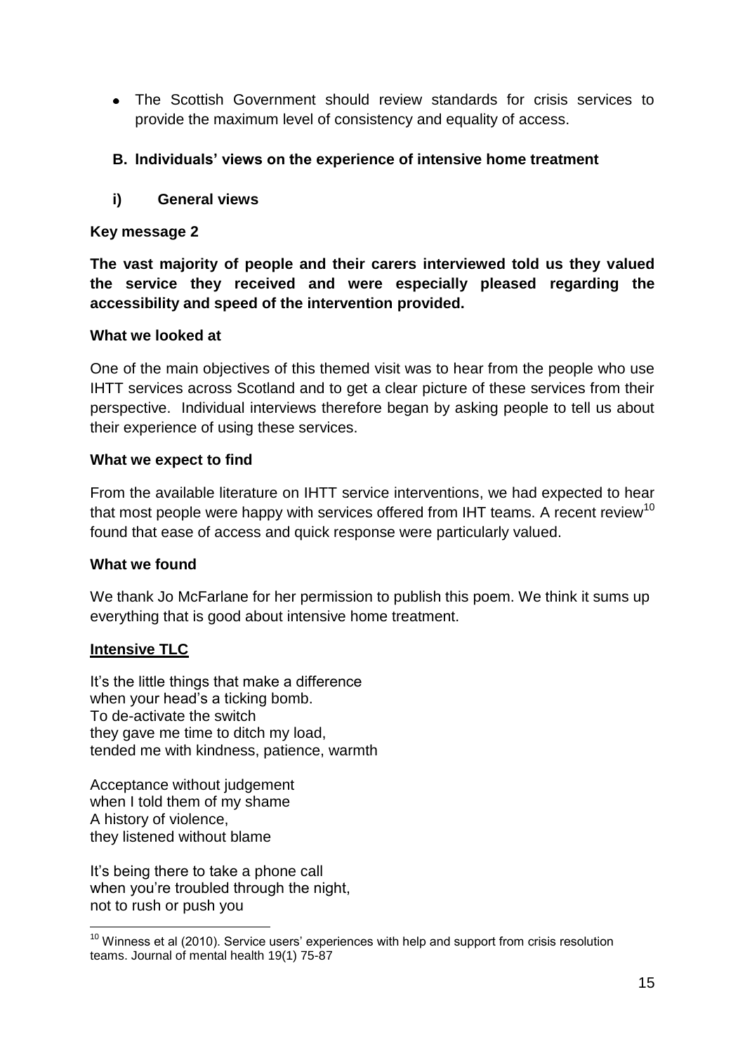- The Scottish Government should review standards for crisis services to provide the maximum level of consistency and equality of access.

### B. Individuals' views on the experience of intensive home treatment

#### i) General views

**Key message 2**

**The vast majority of people and their carers interviewed told us they valued the service they received and were especially pleased regarding the accessibility and speed of the intervention provided.**

**What we looked at**

One of the main objectives of this themed visit was to hear from the people who use IHTT services across Scotland and to get a clear picture of these services from their perspective. Individual interviews therefore began by asking people to tell us about their experience of using these services.

**What we expect to find**

From the available literature on IHTT service interventions, we had expected to hear that most people were happy with services offered from IHT teams. A recent review[10] found that ease of access and quick response were particularly valued.

**What we found**

We thank Jo McFarlane for her permission to publish this poem. We think it sums up everything that is good about intensive home treatment.

**Intensive TLC**

It's the little things that make a difference
when your head's a ticking bomb.
To de-activate the switch
they gave me time to ditch my load,
tended me with kindness, patience, warmth

Acceptance without judgement
when I told them of my shame
A history of violence,
they listened without blame

It's being there to take a phone call
when you're troubled through the night,
not to rush or push you

[10] Winness et al (2010). Service users' experiences with help and support from crisis resolution teams. Journal of mental health 19(1) 75-87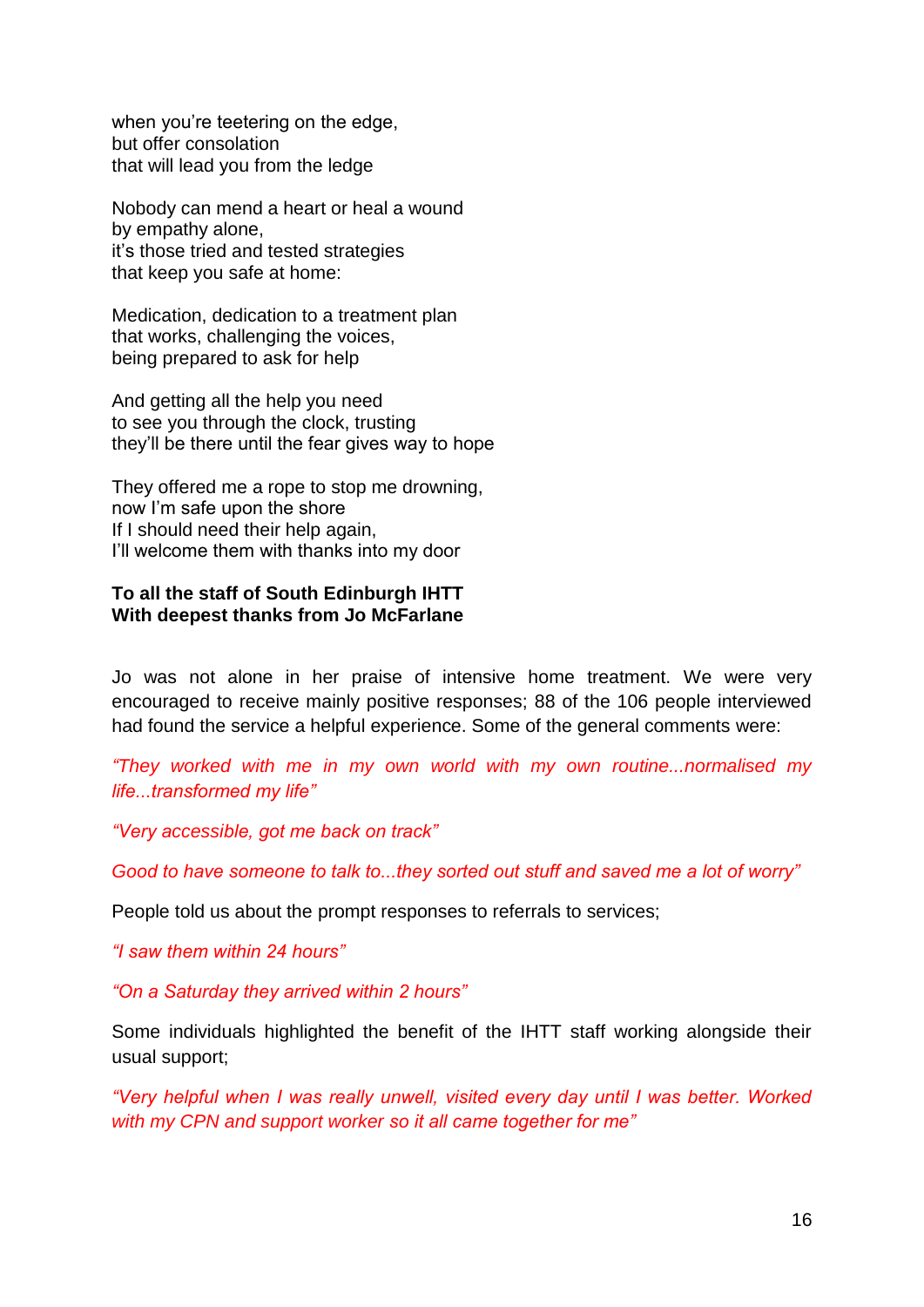when you're teetering on the edge,
but offer consolation
that will lead you from the ledge

Nobody can mend a heart or heal a wound
by empathy alone,
it's those tried and tested strategies
that keep you safe at home:

Medication, dedication to a treatment plan
that works, challenging the voices,
being prepared to ask for help

And getting all the help you need
to see you through the clock, trusting
they'll be there until the fear gives way to hope

They offered me a rope to stop me drowning,
now I'm safe upon the shore
If I should need their help again,
I'll welcome them with thanks into my door

**To all the staff of South Edinburgh IHTT**
**With deepest thanks from Jo McFarlane**

Jo was not alone in her praise of intensive home treatment. We were very encouraged to receive mainly positive responses; 88 of the 106 people interviewed had found the service a helpful experience. Some of the general comments were:

*"They worked with me in my own world with my own routine...normalised my life...transformed my life"*

*"Very accessible, got me back on track"*

*Good to have someone to talk to...they sorted out stuff and saved me a lot of worry"*

People told us about the prompt responses to referrals to services;

*"I saw them within 24 hours"*

*"On a Saturday they arrived within 2 hours"*

Some individuals highlighted the benefit of the IHTT staff working alongside their usual support;

*"Very helpful when I was really unwell, visited every day until I was better. Worked with my CPN and support worker so it all came together for me"*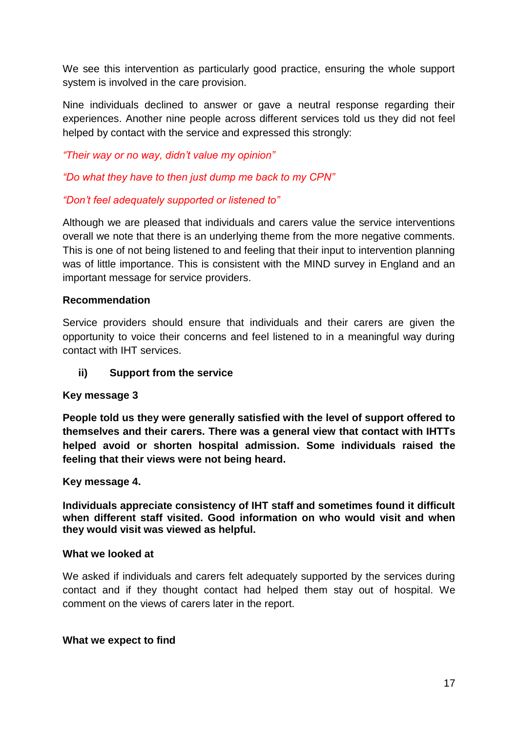We see this intervention as particularly good practice, ensuring the whole support system is involved in the care provision.

Nine individuals declined to answer or gave a neutral response regarding their experiences. Another nine people across different services told us they did not feel helped by contact with the service and expressed this strongly:

*"Their way or no way, didn't value my opinion"*

*"Do what they have to then just dump me back to my CPN"*

*"Don't feel adequately supported or listened to"*

Although we are pleased that individuals and carers value the service interventions overall we note that there is an underlying theme from the more negative comments. This is one of not being listened to and feeling that their input to intervention planning was of little importance. This is consistent with the MIND survey in England and an important message for service providers.

**Recommendation**

Service providers should ensure that individuals and their carers are given the opportunity to voice their concerns and feel listened to in a meaningful way during contact with IHT services.

### ii) Support from the service

**Key message 3**

**People told us they were generally satisfied with the level of support offered to themselves and their carers. There was a general view that contact with IHTTs helped avoid or shorten hospital admission. Some individuals raised the feeling that their views were not being heard.**

**Key message 4.**

**Individuals appreciate consistency of IHT staff and sometimes found it difficult when different staff visited. Good information on who would visit and when they would visit was viewed as helpful.**

**What we looked at**

We asked if individuals and carers felt adequately supported by the services during contact and if they thought contact had helped them stay out of hospital. We comment on the views of carers later in the report.

**What we expect to find**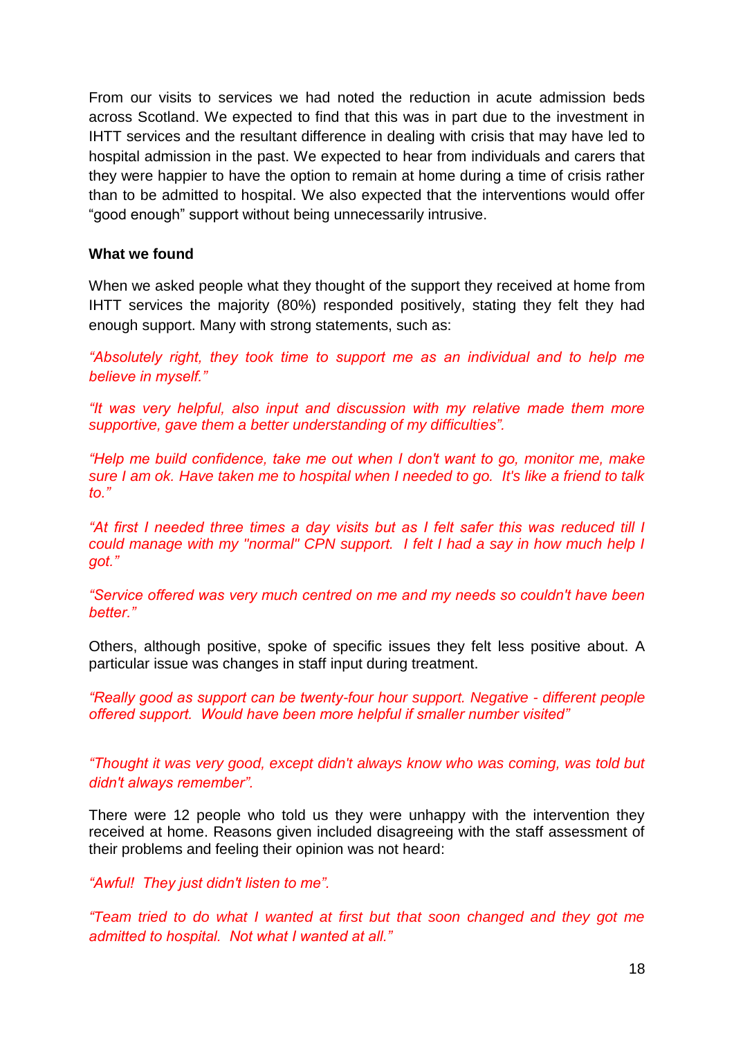From our visits to services we had noted the reduction in acute admission beds across Scotland. We expected to find that this was in part due to the investment in IHTT services and the resultant difference in dealing with crisis that may have led to hospital admission in the past. We expected to hear from individuals and carers that they were happier to have the option to remain at home during a time of crisis rather than to be admitted to hospital. We also expected that the interventions would offer "good enough" support without being unnecessarily intrusive.

**What we found**

When we asked people what they thought of the support they received at home from IHTT services the majority (80%) responded positively, stating they felt they had enough support. Many with strong statements, such as:

*"Absolutely right, they took time to support me as an individual and to help me believe in myself."*

*"It was very helpful, also input and discussion with my relative made them more supportive, gave them a better understanding of my difficulties".*

*"Help me build confidence, take me out when I don't want to go, monitor me, make sure I am ok. Have taken me to hospital when I needed to go. It's like a friend to talk to."*

*"At first I needed three times a day visits but as I felt safer this was reduced till I could manage with my "normal" CPN support. I felt I had a say in how much help I got."*

*"Service offered was very much centred on me and my needs so couldn't have been better."*

Others, although positive, spoke of specific issues they felt less positive about. A particular issue was changes in staff input during treatment.

*"Really good as support can be twenty-four hour support. Negative - different people offered support. Would have been more helpful if smaller number visited"*

*"Thought it was very good, except didn't always know who was coming, was told but didn't always remember".*

There were 12 people who told us they were unhappy with the intervention they received at home. Reasons given included disagreeing with the staff assessment of their problems and feeling their opinion was not heard:

*"Awful! They just didn't listen to me".*

*"Team tried to do what I wanted at first but that soon changed and they got me admitted to hospital. Not what I wanted at all."*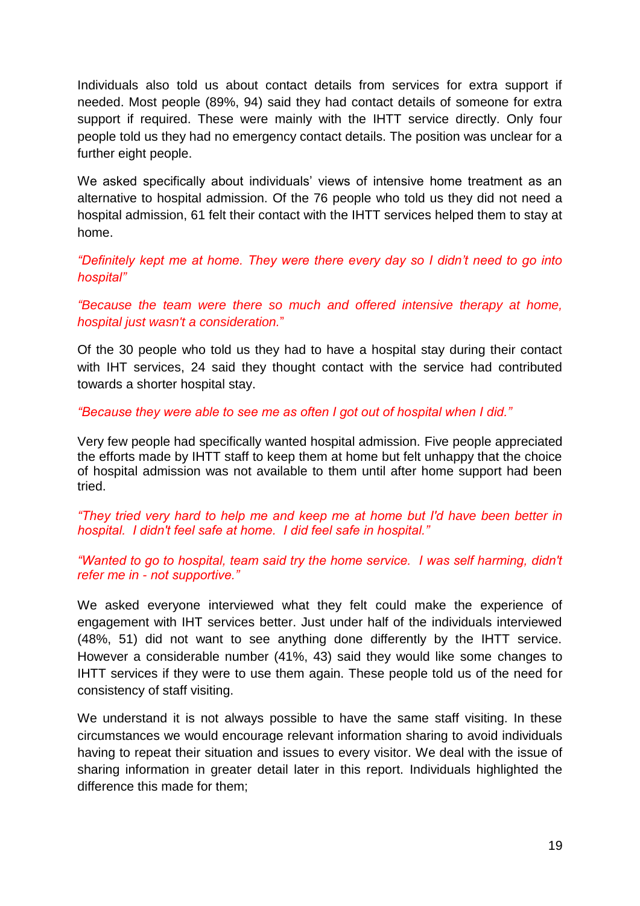Individuals also told us about contact details from services for extra support if needed. Most people (89%, 94) said they had contact details of someone for extra support if required. These were mainly with the IHTT service directly. Only four people told us they had no emergency contact details. The position was unclear for a further eight people.

We asked specifically about individuals' views of intensive home treatment as an alternative to hospital admission. Of the 76 people who told us they did not need a hospital admission, 61 felt their contact with the IHTT services helped them to stay at home.

*"Definitely kept me at home. They were there every day so I didn't need to go into hospital"*

*"Because the team were there so much and offered intensive therapy at home, hospital just wasn't a consideration."*

Of the 30 people who told us they had to have a hospital stay during their contact with IHT services, 24 said they thought contact with the service had contributed towards a shorter hospital stay.

*"Because they were able to see me as often I got out of hospital when I did."*

Very few people had specifically wanted hospital admission. Five people appreciated the efforts made by IHTT staff to keep them at home but felt unhappy that the choice of hospital admission was not available to them until after home support had been tried.

*"They tried very hard to help me and keep me at home but I'd have been better in hospital. I didn't feel safe at home. I did feel safe in hospital."*

*"Wanted to go to hospital, team said try the home service. I was self harming, didn't refer me in - not supportive."*

We asked everyone interviewed what they felt could make the experience of engagement with IHT services better. Just under half of the individuals interviewed (48%, 51) did not want to see anything done differently by the IHTT service. However a considerable number (41%, 43) said they would like some changes to IHTT services if they were to use them again. These people told us of the need for consistency of staff visiting.

We understand it is not always possible to have the same staff visiting. In these circumstances we would encourage relevant information sharing to avoid individuals having to repeat their situation and issues to every visitor. We deal with the issue of sharing information in greater detail later in this report. Individuals highlighted the difference this made for them;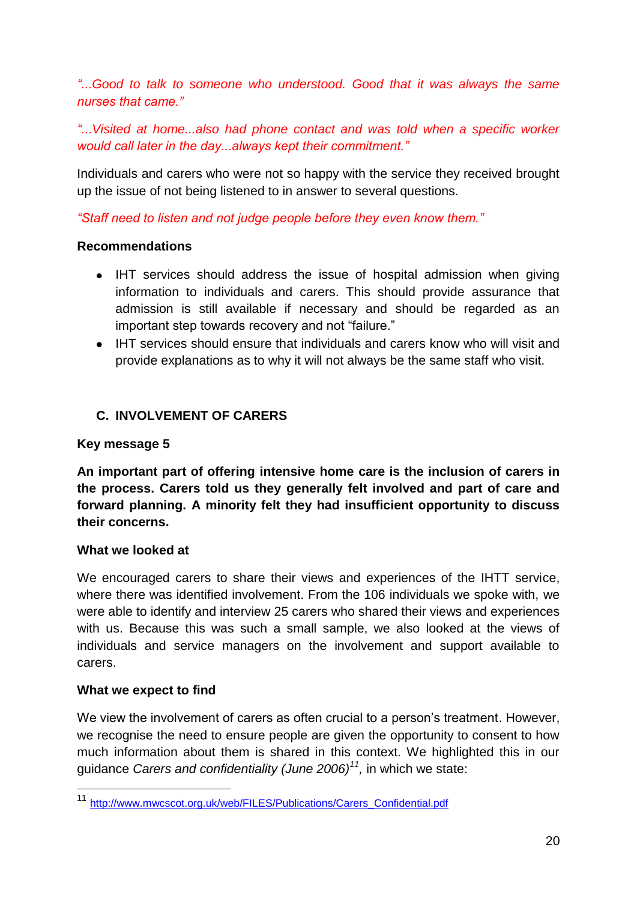*"...Good to talk to someone who understood. Good that it was always the same nurses that came."*

*"...Visited at home...also had phone contact and was told when a specific worker would call later in the day...always kept their commitment."*

Individuals and carers who were not so happy with the service they received brought up the issue of not being listened to in answer to several questions.

*"Staff need to listen and not judge people before they even know them."*

**Recommendations**

- IHT services should address the issue of hospital admission when giving information to individuals and carers. This should provide assurance that admission is still available if necessary and should be regarded as an important step towards recovery and not "failure."
- IHT services should ensure that individuals and carers know who will visit and provide explanations as to why it will not always be the same staff who visit.

## C. INVOLVEMENT OF CARERS

**Key message 5**

**An important part of offering intensive home care is the inclusion of carers in the process. Carers told us they generally felt involved and part of care and forward planning. A minority felt they had insufficient opportunity to discuss their concerns.**

**What we looked at**

We encouraged carers to share their views and experiences of the IHTT service, where there was identified involvement. From the 106 individuals we spoke with, we were able to identify and interview 25 carers who shared their views and experiences with us. Because this was such a small sample, we also looked at the views of individuals and service managers on the involvement and support available to carers.

**What we expect to find**

We view the involvement of carers as often crucial to a person's treatment. However, we recognise the need to ensure people are given the opportunity to consent to how much information about them is shared in this context. We highlighted this in our guidance *Carers and confidentiality (June 2006)*[11], in which we state:

[11] http://www.mwcscot.org.uk/web/FILES/Publications/Carers_Confidential.pdf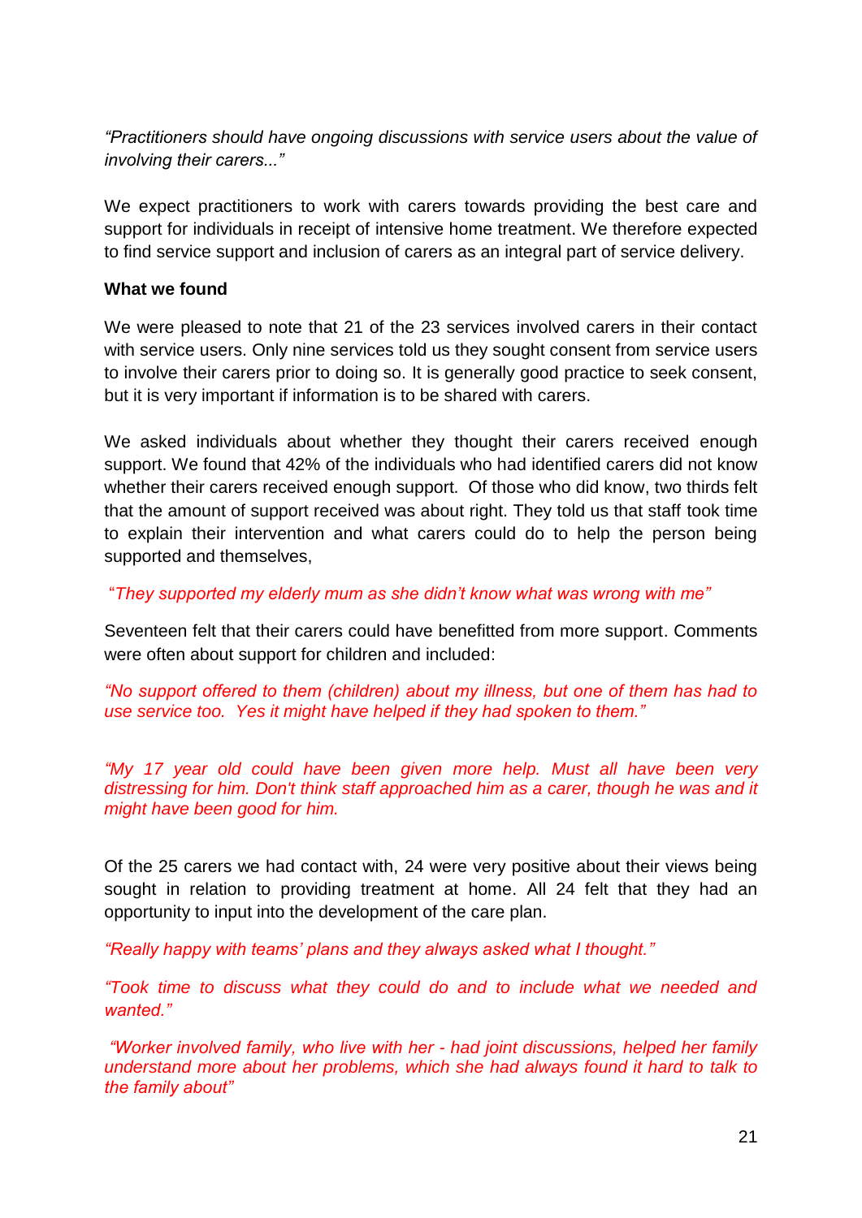*"Practitioners should have ongoing discussions with service users about the value of involving their carers..."*

We expect practitioners to work with carers towards providing the best care and support for individuals in receipt of intensive home treatment. We therefore expected to find service support and inclusion of carers as an integral part of service delivery.

**What we found**

We were pleased to note that 21 of the 23 services involved carers in their contact with service users. Only nine services told us they sought consent from service users to involve their carers prior to doing so. It is generally good practice to seek consent, but it is very important if information is to be shared with carers.

We asked individuals about whether they thought their carers received enough support. We found that 42% of the individuals who had identified carers did not know whether their carers received enough support. Of those who did know, two thirds felt that the amount of support received was about right. They told us that staff took time to explain their intervention and what carers could do to help the person being supported and themselves,

*"They supported my elderly mum as she didn't know what was wrong with me"*

Seventeen felt that their carers could have benefitted from more support. Comments were often about support for children and included:

*"No support offered to them (children) about my illness, but one of them has had to use service too. Yes it might have helped if they had spoken to them."*

*"My 17 year old could have been given more help. Must all have been very distressing for him. Don't think staff approached him as a carer, though he was and it might have been good for him.*

Of the 25 carers we had contact with, 24 were very positive about their views being sought in relation to providing treatment at home. All 24 felt that they had an opportunity to input into the development of the care plan.

*"Really happy with teams' plans and they always asked what I thought."*

*"Took time to discuss what they could do and to include what we needed and wanted."*

*"Worker involved family, who live with her - had joint discussions, helped her family understand more about her problems, which she had always found it hard to talk to the family about"*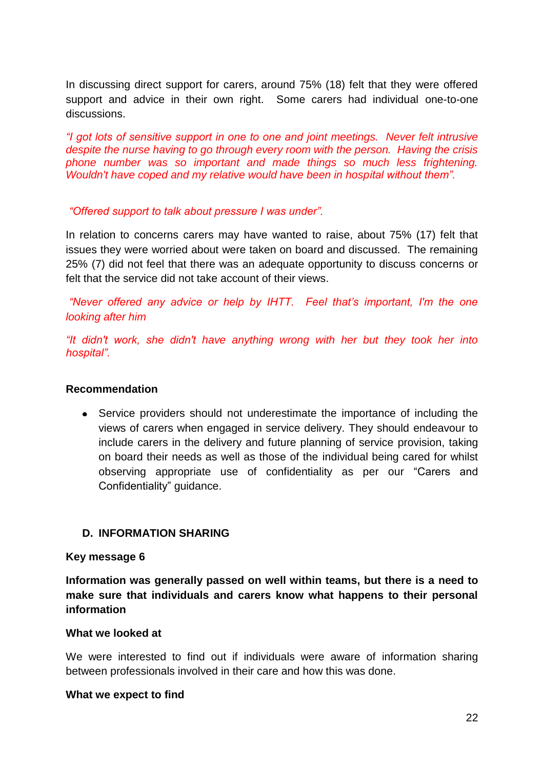In discussing direct support for carers, around 75% (18) felt that they were offered support and advice in their own right. Some carers had individual one-to-one discussions.

*"I got lots of sensitive support in one to one and joint meetings. Never felt intrusive despite the nurse having to go through every room with the person. Having the crisis phone number was so important and made things so much less frightening. Wouldn't have coped and my relative would have been in hospital without them".*

*"Offered support to talk about pressure I was under".*

In relation to concerns carers may have wanted to raise, about 75% (17) felt that issues they were worried about were taken on board and discussed. The remaining 25% (7) did not feel that there was an adequate opportunity to discuss concerns or felt that the service did not take account of their views.

*"Never offered any advice or help by IHTT. Feel that's important, I'm the one looking after him*

*"It didn't work, she didn't have anything wrong with her but they took her into hospital".*

**Recommendation**

- Service providers should not underestimate the importance of including the views of carers when engaged in service delivery. They should endeavour to include carers in the delivery and future planning of service provision, taking on board their needs as well as those of the individual being cared for whilst observing appropriate use of confidentiality as per our "Carers and Confidentiality" guidance.

## D. INFORMATION SHARING

**Key message 6**

**Information was generally passed on well within teams, but there is a need to make sure that individuals and carers know what happens to their personal information**

**What we looked at**

We were interested to find out if individuals were aware of information sharing between professionals involved in their care and how this was done.

**What we expect to find**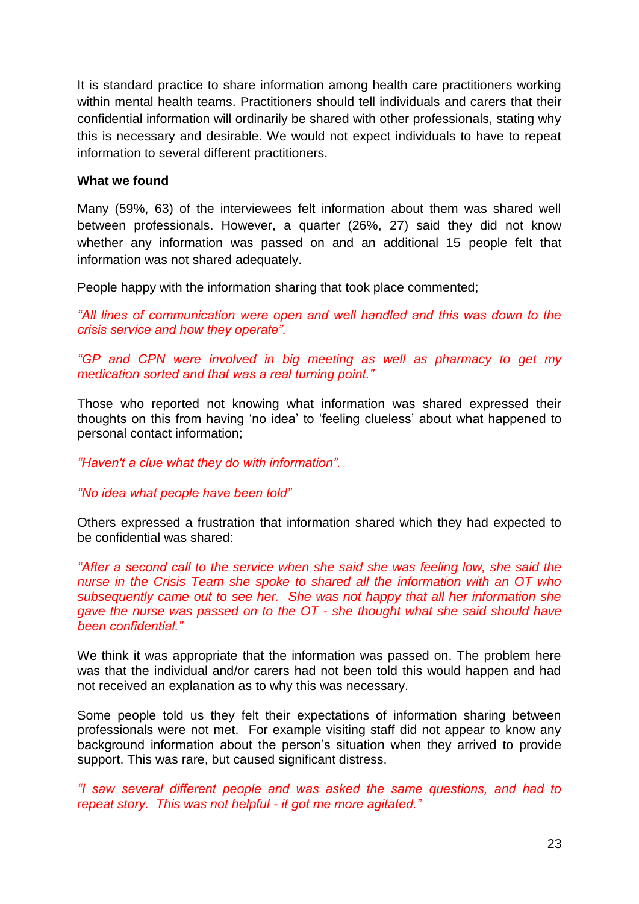It is standard practice to share information among health care practitioners working within mental health teams. Practitioners should tell individuals and carers that their confidential information will ordinarily be shared with other professionals, stating why this is necessary and desirable. We would not expect individuals to have to repeat information to several different practitioners.

**What we found**

Many (59%, 63) of the interviewees felt information about them was shared well between professionals. However, a quarter (26%, 27) said they did not know whether any information was passed on and an additional 15 people felt that information was not shared adequately.

People happy with the information sharing that took place commented;

*"All lines of communication were open and well handled and this was down to the crisis service and how they operate".*

*"GP and CPN were involved in big meeting as well as pharmacy to get my medication sorted and that was a real turning point."*

Those who reported not knowing what information was shared expressed their thoughts on this from having 'no idea' to 'feeling clueless' about what happened to personal contact information;

*"Haven't a clue what they do with information".*

*"No idea what people have been told"*

Others expressed a frustration that information shared which they had expected to be confidential was shared:

*"After a second call to the service when she said she was feeling low, she said the nurse in the Crisis Team she spoke to shared all the information with an OT who subsequently came out to see her. She was not happy that all her information she gave the nurse was passed on to the OT - she thought what she said should have been confidential."*

We think it was appropriate that the information was passed on. The problem here was that the individual and/or carers had not been told this would happen and had not received an explanation as to why this was necessary.

Some people told us they felt their expectations of information sharing between professionals were not met. For example visiting staff did not appear to know any background information about the person's situation when they arrived to provide support. This was rare, but caused significant distress.

*"I saw several different people and was asked the same questions, and had to repeat story. This was not helpful - it got me more agitated."*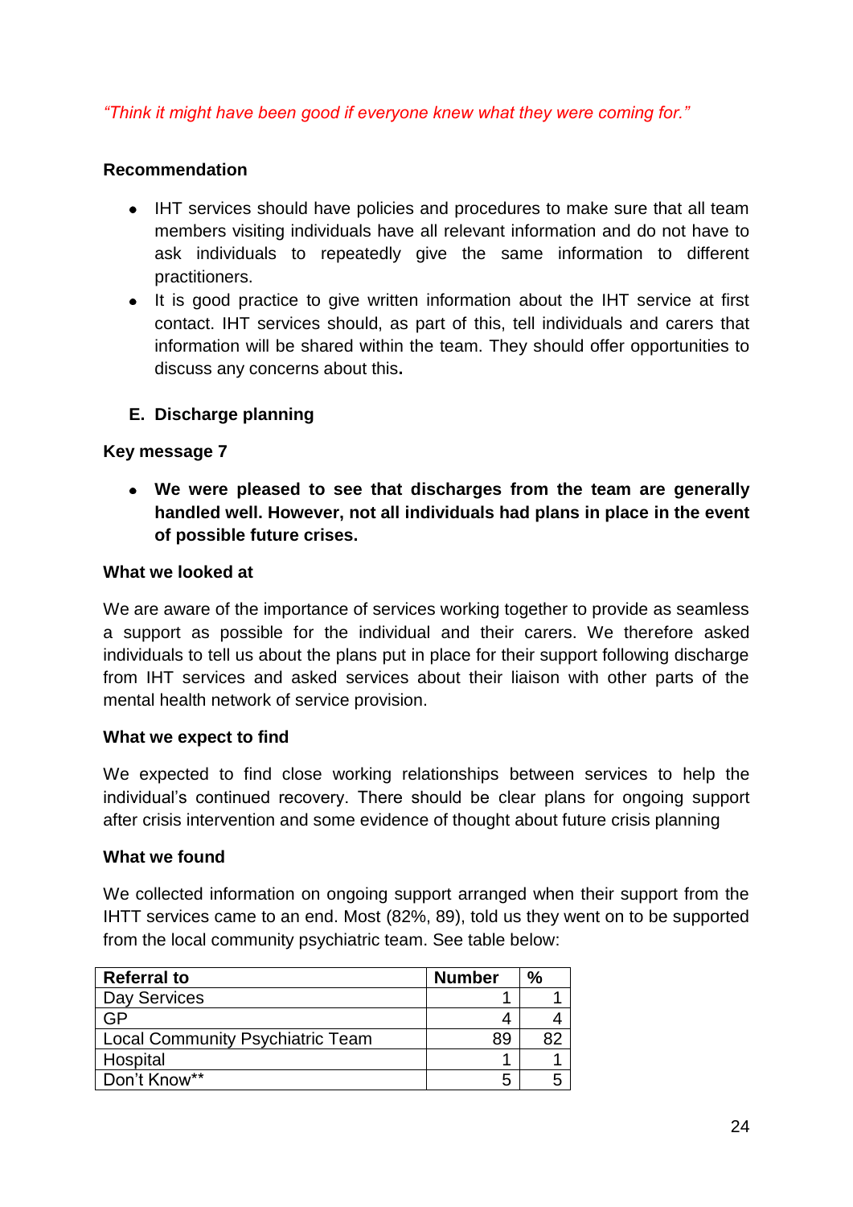*"Think it might have been good if everyone knew what they were coming for."*

**Recommendation**

- IHT services should have policies and procedures to make sure that all team members visiting individuals have all relevant information and do not have to ask individuals to repeatedly give the same information to different practitioners.
- It is good practice to give written information about the IHT service at first contact. IHT services should, as part of this, tell individuals and carers that information will be shared within the team. They should offer opportunities to discuss any concerns about this**.**

### E. Discharge planning

**Key message 7**

- **We were pleased to see that discharges from the team are generally handled well. However, not all individuals had plans in place in the event of possible future crises.**

**What we looked at**

We are aware of the importance of services working together to provide as seamless a support as possible for the individual and their carers. We therefore asked individuals to tell us about the plans put in place for their support following discharge from IHT services and asked services about their liaison with other parts of the mental health network of service provision.

**What we expect to find**

We expected to find close working relationships between services to help the individual's continued recovery. There should be clear plans for ongoing support after crisis intervention and some evidence of thought about future crisis planning

**What we found**

We collected information on ongoing support arranged when their support from the IHTT services came to an end. Most (82%, 89), told us they went on to be supported from the local community psychiatric team. See table below:

| Referral to | Number | % |
|---|---|---|
| Day Services | 1 | 1 |
| GP | 4 | 4 |
| Local Community Psychiatric Team | 89 | 82 |
| Hospital | 1 | 1 |
| Don't Know** | 5 | 5 |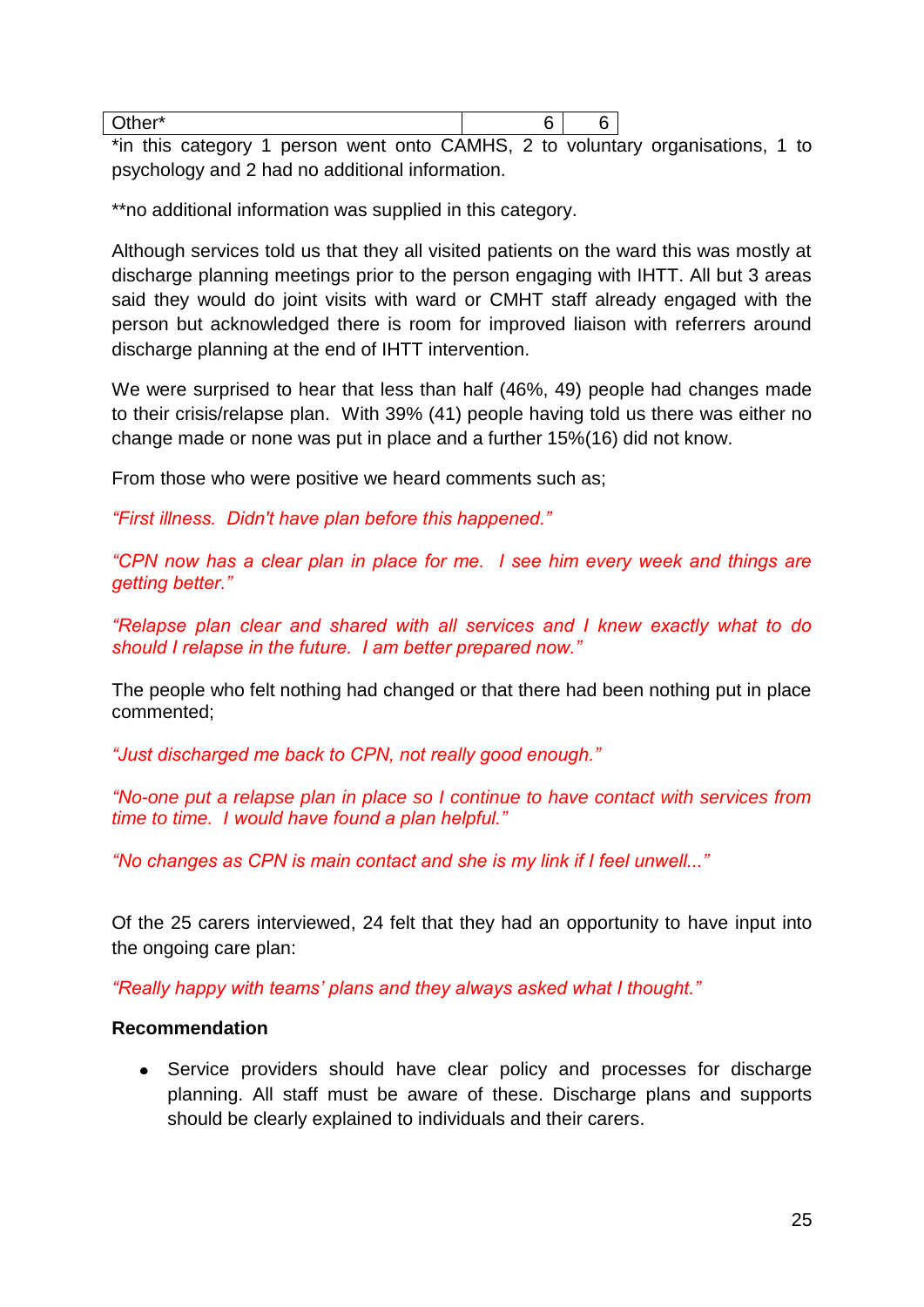| Other* | 6 | 6 |
|---|---|---|

*in this category 1 person went onto CAMHS, 2 to voluntary organisations, 1 to psychology and 2 had no additional information.

**no additional information was supplied in this category.

Although services told us that they all visited patients on the ward this was mostly at discharge planning meetings prior to the person engaging with IHTT. All but 3 areas said they would do joint visits with ward or CMHT staff already engaged with the person but acknowledged there is room for improved liaison with referrers around discharge planning at the end of IHTT intervention.

We were surprised to hear that less than half (46%, 49) people had changes made to their crisis/relapse plan. With 39% (41) people having told us there was either no change made or none was put in place and a further 15%(16) did not know.

From those who were positive we heard comments such as;

*"First illness. Didn't have plan before this happened."*

*"CPN now has a clear plan in place for me. I see him every week and things are getting better."*

*"Relapse plan clear and shared with all services and I knew exactly what to do should I relapse in the future. I am better prepared now."*

The people who felt nothing had changed or that there had been nothing put in place commented;

*"Just discharged me back to CPN, not really good enough."*

*"No-one put a relapse plan in place so I continue to have contact with services from time to time. I would have found a plan helpful."*

*"No changes as CPN is main contact and she is my link if I feel unwell..."*

Of the 25 carers interviewed, 24 felt that they had an opportunity to have input into the ongoing care plan:

*"Really happy with teams' plans and they always asked what I thought."*

**Recommendation**

- Service providers should have clear policy and processes for discharge planning. All staff must be aware of these. Discharge plans and supports should be clearly explained to individuals and their carers.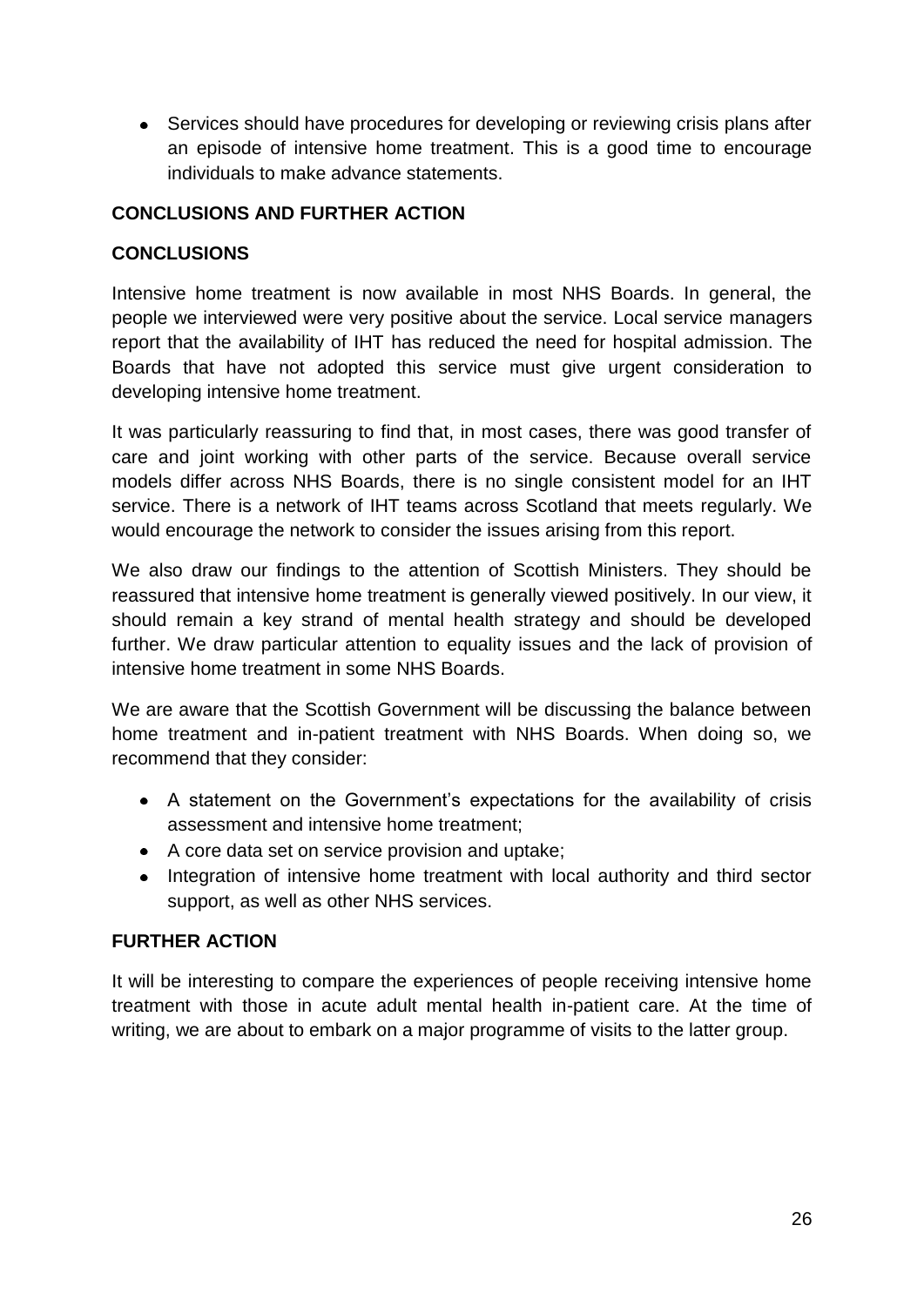- Services should have procedures for developing or reviewing crisis plans after an episode of intensive home treatment. This is a good time to encourage individuals to make advance statements.

## CONCLUSIONS AND FURTHER ACTION

### CONCLUSIONS

Intensive home treatment is now available in most NHS Boards. In general, the people we interviewed were very positive about the service. Local service managers report that the availability of IHT has reduced the need for hospital admission. The Boards that have not adopted this service must give urgent consideration to developing intensive home treatment.

It was particularly reassuring to find that, in most cases, there was good transfer of care and joint working with other parts of the service. Because overall service models differ across NHS Boards, there is no single consistent model for an IHT service. There is a network of IHT teams across Scotland that meets regularly. We would encourage the network to consider the issues arising from this report.

We also draw our findings to the attention of Scottish Ministers. They should be reassured that intensive home treatment is generally viewed positively. In our view, it should remain a key strand of mental health strategy and should be developed further. We draw particular attention to equality issues and the lack of provision of intensive home treatment in some NHS Boards.

We are aware that the Scottish Government will be discussing the balance between home treatment and in-patient treatment with NHS Boards. When doing so, we recommend that they consider:

- A statement on the Government's expectations for the availability of crisis assessment and intensive home treatment;
- A core data set on service provision and uptake;
- Integration of intensive home treatment with local authority and third sector support, as well as other NHS services.

### FURTHER ACTION

It will be interesting to compare the experiences of people receiving intensive home treatment with those in acute adult mental health in-patient care. At the time of writing, we are about to embark on a major programme of visits to the latter group.